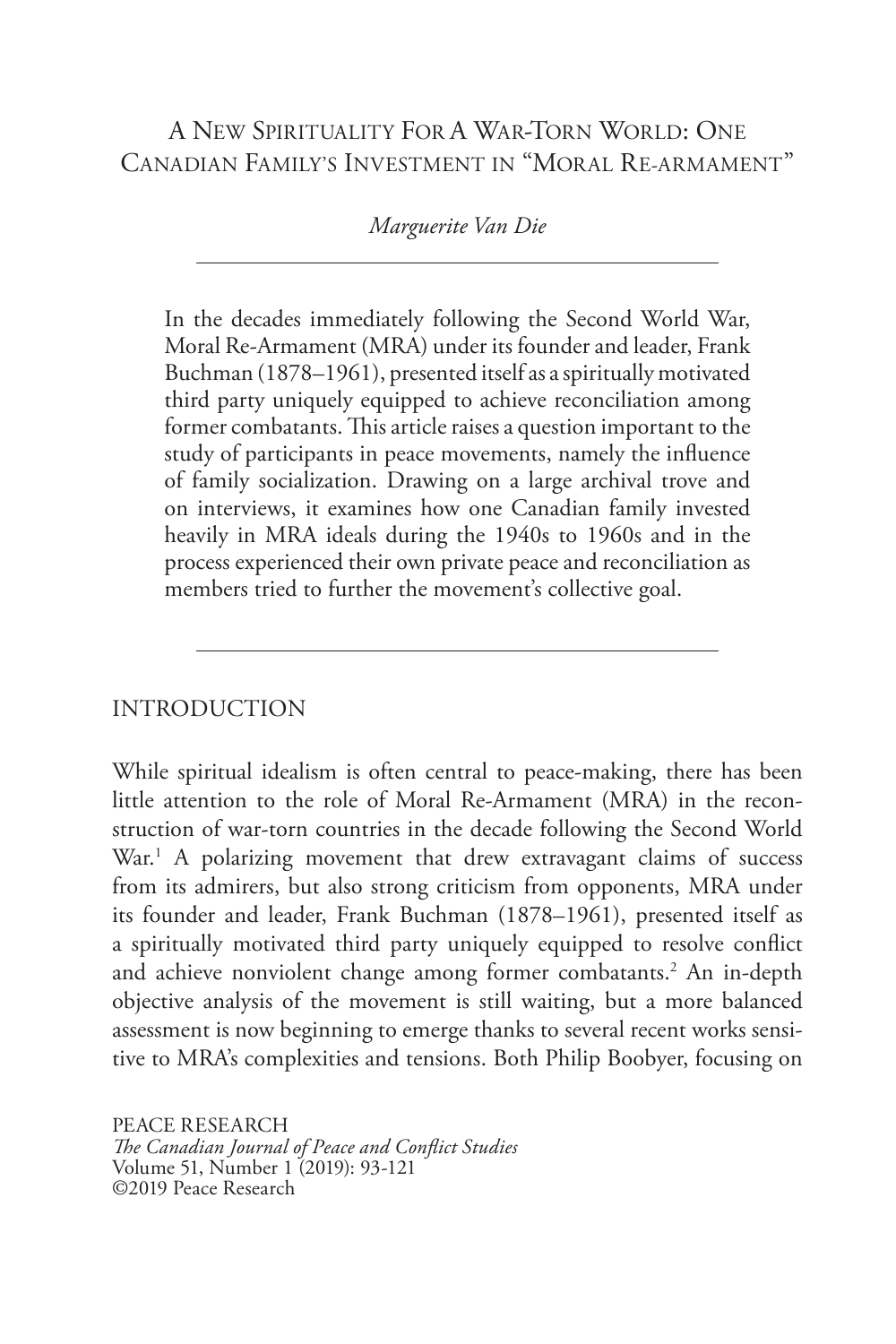# A New Spirituality For A War-Torn World: One Canadian Family's Investment in "Moral Re-armament"

*Marguerite Van Die*

---

In the decades immediately following the Second World War, Moral Re-Armament (MRA) under its founder and leader, Frank Buchman (1878–1961), presented itself as a spiritually motivated third party uniquely equipped to achieve reconciliation among former combatants. This article raises a question important to the study of participants in peace movements, namely the influence of family socialization. Drawing on a large archival trove and on interviews, it examines how one Canadian family invested heavily in MRA ideals during the 1940s to 1960s and in the process experienced their own private peace and reconciliation as members tried to further the movement's collective goal.

---

## INTRODUCTION

While spiritual idealism is often central to peace-making, there has been little attention to the role of Moral Re-Armament (MRA) in the reconstruction of war-torn countries in the decade following the Second World War.[1] A polarizing movement that drew extravagant claims of success from its admirers, but also strong criticism from opponents, MRA under its founder and leader, Frank Buchman (1878–1961), presented itself as a spiritually motivated third party uniquely equipped to resolve conflict and achieve nonviolent change among former combatants.[2] An in-depth objective analysis of the movement is still waiting, but a more balanced assessment is now beginning to emerge thanks to several recent works sensitive to MRA's complexities and tensions. Both Philip Boobyer, focusing on

PEACE RESEARCH
*The Canadian Journal of Peace and Conflict Studies*
Volume 51, Number 1 (2019): 93-121
©2019 Peace Research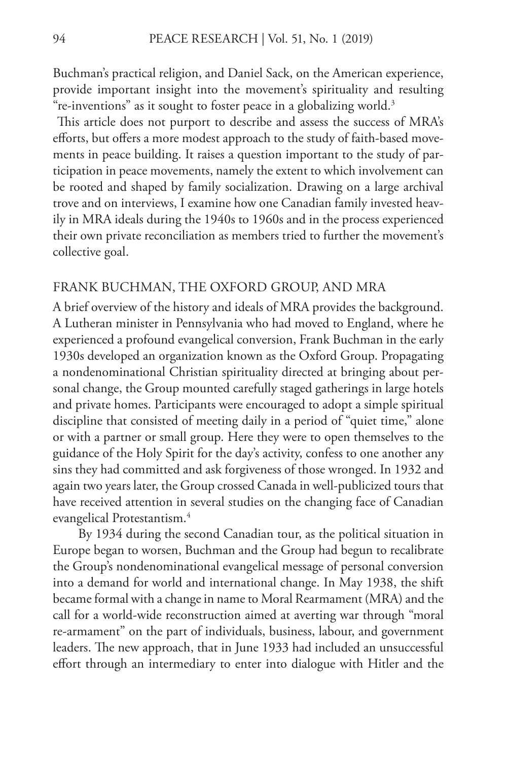Buchman's practical religion, and Daniel Sack, on the American experience, provide important insight into the movement's spirituality and resulting "re-inventions" as it sought to foster peace in a globalizing world.[3]

This article does not purport to describe and assess the success of MRA's efforts, but offers a more modest approach to the study of faith-based movements in peace building. It raises a question important to the study of participation in peace movements, namely the extent to which involvement can be rooted and shaped by family socialization. Drawing on a large archival trove and on interviews, I examine how one Canadian family invested heavily in MRA ideals during the 1940s to 1960s and in the process experienced their own private reconciliation as members tried to further the movement's collective goal.

## FRANK BUCHMAN, THE OXFORD GROUP, AND MRA

A brief overview of the history and ideals of MRA provides the background. A Lutheran minister in Pennsylvania who had moved to England, where he experienced a profound evangelical conversion, Frank Buchman in the early 1930s developed an organization known as the Oxford Group. Propagating a nondenominational Christian spirituality directed at bringing about personal change, the Group mounted carefully staged gatherings in large hotels and private homes. Participants were encouraged to adopt a simple spiritual discipline that consisted of meeting daily in a period of "quiet time," alone or with a partner or small group. Here they were to open themselves to the guidance of the Holy Spirit for the day's activity, confess to one another any sins they had committed and ask forgiveness of those wronged. In 1932 and again two years later, the Group crossed Canada in well-publicized tours that have received attention in several studies on the changing face of Canadian evangelical Protestantism.[4]

By 1934 during the second Canadian tour, as the political situation in Europe began to worsen, Buchman and the Group had begun to recalibrate the Group's nondenominational evangelical message of personal conversion into a demand for world and international change. In May 1938, the shift became formal with a change in name to Moral Rearmament (MRA) and the call for a world-wide reconstruction aimed at averting war through "moral re-armament" on the part of individuals, business, labour, and government leaders. The new approach, that in June 1933 had included an unsuccessful effort through an intermediary to enter into dialogue with Hitler and the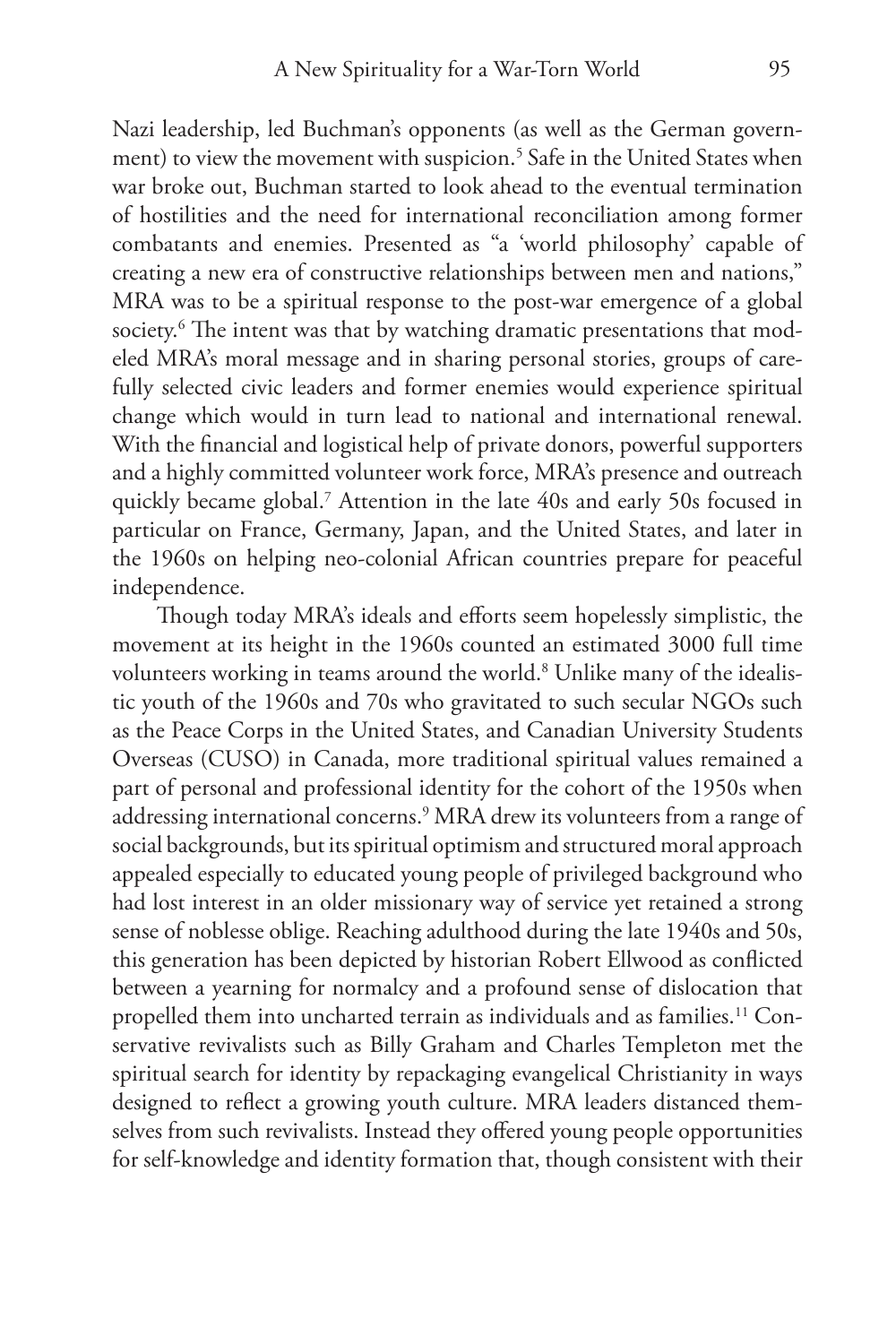Nazi leadership, led Buchman's opponents (as well as the German government) to view the movement with suspicion.[5] Safe in the United States when war broke out, Buchman started to look ahead to the eventual termination of hostilities and the need for international reconciliation among former combatants and enemies. Presented as "a 'world philosophy' capable of creating a new era of constructive relationships between men and nations," MRA was to be a spiritual response to the post-war emergence of a global society.[6] The intent was that by watching dramatic presentations that modeled MRA's moral message and in sharing personal stories, groups of carefully selected civic leaders and former enemies would experience spiritual change which would in turn lead to national and international renewal. With the financial and logistical help of private donors, powerful supporters and a highly committed volunteer work force, MRA's presence and outreach quickly became global.[7] Attention in the late 40s and early 50s focused in particular on France, Germany, Japan, and the United States, and later in the 1960s on helping neo-colonial African countries prepare for peaceful independence.

Though today MRA's ideals and efforts seem hopelessly simplistic, the movement at its height in the 1960s counted an estimated 3000 full time volunteers working in teams around the world.[8] Unlike many of the idealistic youth of the 1960s and 70s who gravitated to such secular NGOs such as the Peace Corps in the United States, and Canadian University Students Overseas (CUSO) in Canada, more traditional spiritual values remained a part of personal and professional identity for the cohort of the 1950s when addressing international concerns.[9] MRA drew its volunteers from a range of social backgrounds, but its spiritual optimism and structured moral approach appealed especially to educated young people of privileged background who had lost interest in an older missionary way of service yet retained a strong sense of noblesse oblige. Reaching adulthood during the late 1940s and 50s, this generation has been depicted by historian Robert Ellwood as conflicted between a yearning for normalcy and a profound sense of dislocation that propelled them into uncharted terrain as individuals and as families.[11] Conservative revivalists such as Billy Graham and Charles Templeton met the spiritual search for identity by repackaging evangelical Christianity in ways designed to reflect a growing youth culture. MRA leaders distanced themselves from such revivalists. Instead they offered young people opportunities for self-knowledge and identity formation that, though consistent with their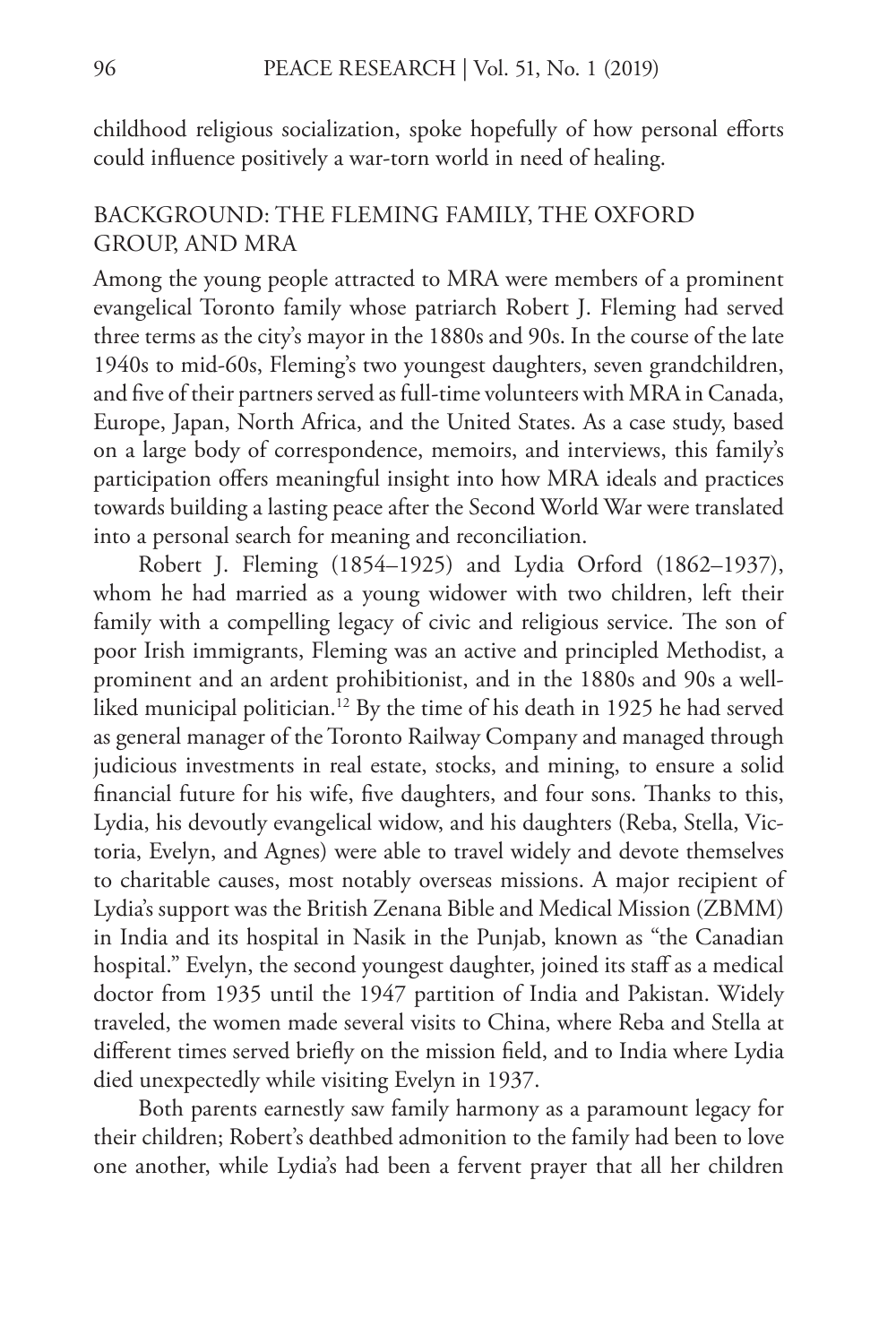childhood religious socialization, spoke hopefully of how personal efforts could influence positively a war-torn world in need of healing.

## BACKGROUND: THE FLEMING FAMILY, THE OXFORD GROUP, AND MRA

Among the young people attracted to MRA were members of a prominent evangelical Toronto family whose patriarch Robert J. Fleming had served three terms as the city's mayor in the 1880s and 90s. In the course of the late 1940s to mid-60s, Fleming's two youngest daughters, seven grandchildren, and five of their partners served as full-time volunteers with MRA in Canada, Europe, Japan, North Africa, and the United States. As a case study, based on a large body of correspondence, memoirs, and interviews, this family's participation offers meaningful insight into how MRA ideals and practices towards building a lasting peace after the Second World War were translated into a personal search for meaning and reconciliation.

Robert J. Fleming (1854–1925) and Lydia Orford (1862–1937), whom he had married as a young widower with two children, left their family with a compelling legacy of civic and religious service. The son of poor Irish immigrants, Fleming was an active and principled Methodist, a prominent and an ardent prohibitionist, and in the 1880s and 90s a well-liked municipal politician.[12] By the time of his death in 1925 he had served as general manager of the Toronto Railway Company and managed through judicious investments in real estate, stocks, and mining, to ensure a solid financial future for his wife, five daughters, and four sons. Thanks to this, Lydia, his devoutly evangelical widow, and his daughters (Reba, Stella, Victoria, Evelyn, and Agnes) were able to travel widely and devote themselves to charitable causes, most notably overseas missions. A major recipient of Lydia's support was the British Zenana Bible and Medical Mission (ZBMM) in India and its hospital in Nasik in the Punjab, known as "the Canadian hospital." Evelyn, the second youngest daughter, joined its staff as a medical doctor from 1935 until the 1947 partition of India and Pakistan. Widely traveled, the women made several visits to China, where Reba and Stella at different times served briefly on the mission field, and to India where Lydia died unexpectedly while visiting Evelyn in 1937.

Both parents earnestly saw family harmony as a paramount legacy for their children; Robert's deathbed admonition to the family had been to love one another, while Lydia's had been a fervent prayer that all her children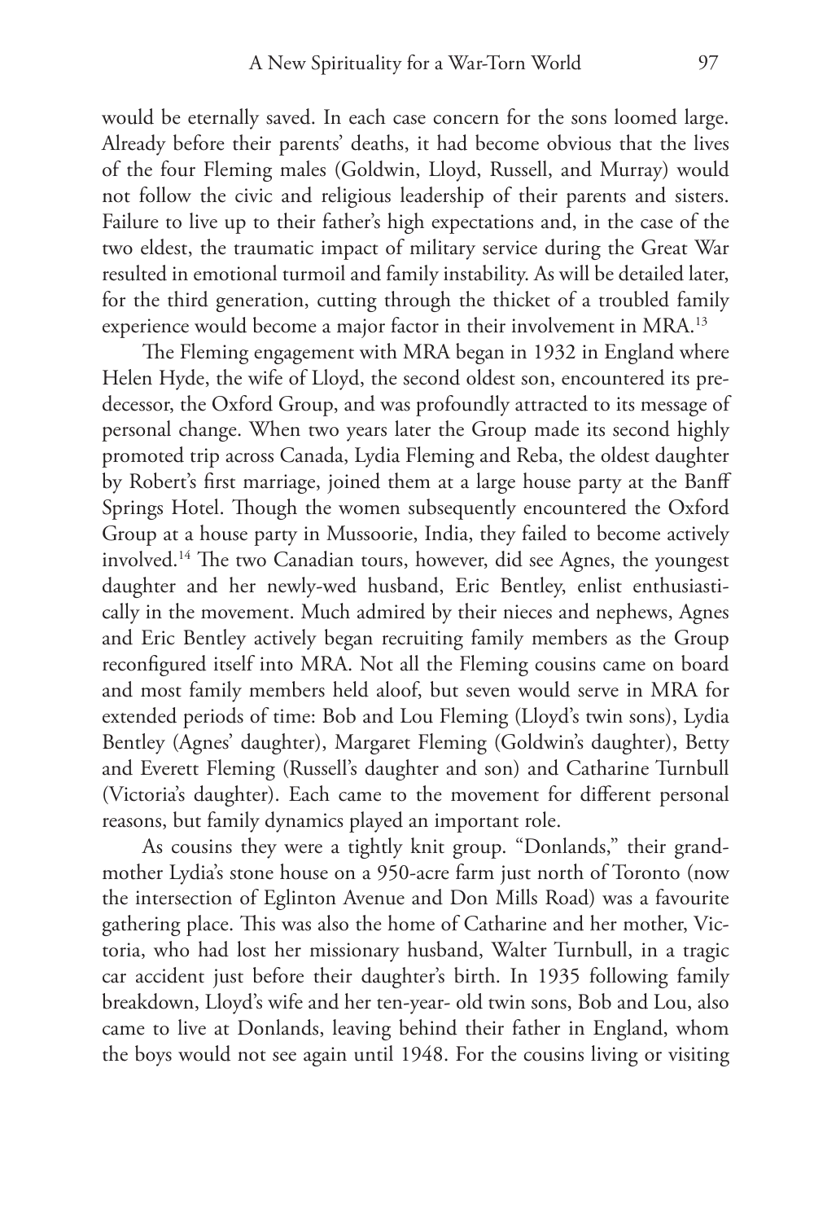would be eternally saved. In each case concern for the sons loomed large. Already before their parents' deaths, it had become obvious that the lives of the four Fleming males (Goldwin, Lloyd, Russell, and Murray) would not follow the civic and religious leadership of their parents and sisters. Failure to live up to their father's high expectations and, in the case of the two eldest, the traumatic impact of military service during the Great War resulted in emotional turmoil and family instability. As will be detailed later, for the third generation, cutting through the thicket of a troubled family experience would become a major factor in their involvement in MRA.[13]

The Fleming engagement with MRA began in 1932 in England where Helen Hyde, the wife of Lloyd, the second oldest son, encountered its predecessor, the Oxford Group, and was profoundly attracted to its message of personal change. When two years later the Group made its second highly promoted trip across Canada, Lydia Fleming and Reba, the oldest daughter by Robert's first marriage, joined them at a large house party at the Banff Springs Hotel. Though the women subsequently encountered the Oxford Group at a house party in Mussoorie, India, they failed to become actively involved.[14] The two Canadian tours, however, did see Agnes, the youngest daughter and her newly-wed husband, Eric Bentley, enlist enthusiastically in the movement. Much admired by their nieces and nephews, Agnes and Eric Bentley actively began recruiting family members as the Group reconfigured itself into MRA. Not all the Fleming cousins came on board and most family members held aloof, but seven would serve in MRA for extended periods of time: Bob and Lou Fleming (Lloyd's twin sons), Lydia Bentley (Agnes' daughter), Margaret Fleming (Goldwin's daughter), Betty and Everett Fleming (Russell's daughter and son) and Catharine Turnbull (Victoria's daughter). Each came to the movement for different personal reasons, but family dynamics played an important role.

As cousins they were a tightly knit group. "Donlands," their grandmother Lydia's stone house on a 950-acre farm just north of Toronto (now the intersection of Eglinton Avenue and Don Mills Road) was a favourite gathering place. This was also the home of Catharine and her mother, Victoria, who had lost her missionary husband, Walter Turnbull, in a tragic car accident just before their daughter's birth. In 1935 following family breakdown, Lloyd's wife and her ten-year- old twin sons, Bob and Lou, also came to live at Donlands, leaving behind their father in England, whom the boys would not see again until 1948. For the cousins living or visiting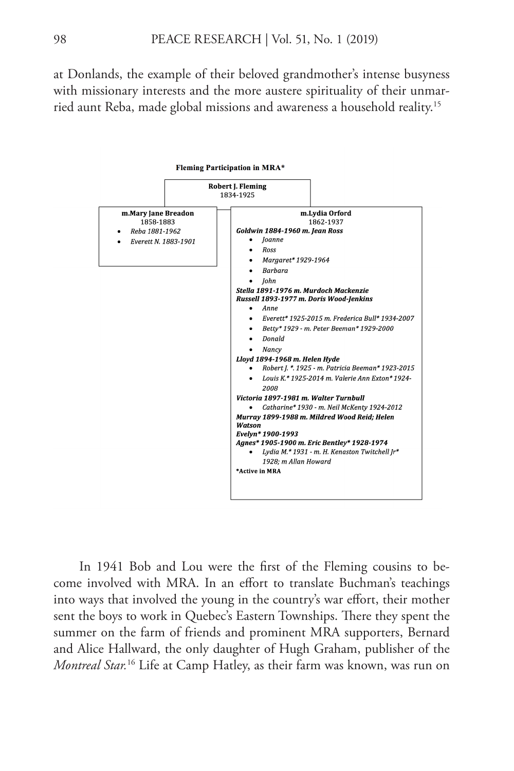at Donlands, the example of their beloved grandmother's intense busyness with missionary interests and the more austere spirituality of their unmarried aunt Reba, made global missions and awareness a household reality.[15]

**Fleming Participation in MRA***

**Robert J. Fleming**
1834-1925

**m.Mary Jane Breadon**
1858-1883

- *Reba 1881-1962*
- *Everett N. 1883-1901*

**m.Lydia Orford**
1862-1937

***Goldwin 1884-1960 m. Jean Ross***
- *Joanne*
- *Ross*
- *Margaret* 1929-1964*
- *Barbara*
- *John*

***Stella 1891-1976 m. Murdoch Mackenzie***
***Russell 1893-1977 m. Doris Wood-Jenkins***
- *Anne*
- *Everett* 1925-2015 m. Frederica Bull* 1934-2007*
- *Betty* 1929 - m. Peter Beeman* 1929-2000*
- *Donald*
- *Nancy*

***Lloyd 1894-1968 m. Helen Hyde***
- *Robert J. *. 1925 - m. Patricia Beeman* 1923-2015*
- *Louis K.* 1925-2014 m. Valerie Ann Exton* 1924-2008*

***Victoria 1897-1981 m. Walter Turnbull***
- *Catharine* 1930 - m. Neil McKenty 1924-2012*

***Murray 1899-1988 m. Mildred Wood Reid; Helen Watson***
***Evelyn* 1900-1993***
***Agnes* 1905-1900 m. Eric Bentley* 1928-1974***
- *Lydia M.* 1931 - m. H. Kenaston Twitchell Jr* 1928; m Allan Howard*

**\*Active in MRA**

In 1941 Bob and Lou were the first of the Fleming cousins to become involved with MRA. In an effort to translate Buchman's teachings into ways that involved the young in the country's war effort, their mother sent the boys to work in Quebec's Eastern Townships. There they spent the summer on the farm of friends and prominent MRA supporters, Bernard and Alice Hallward, the only daughter of Hugh Graham, publisher of the *Montreal Star.*[16] Life at Camp Hatley, as their farm was known, was run on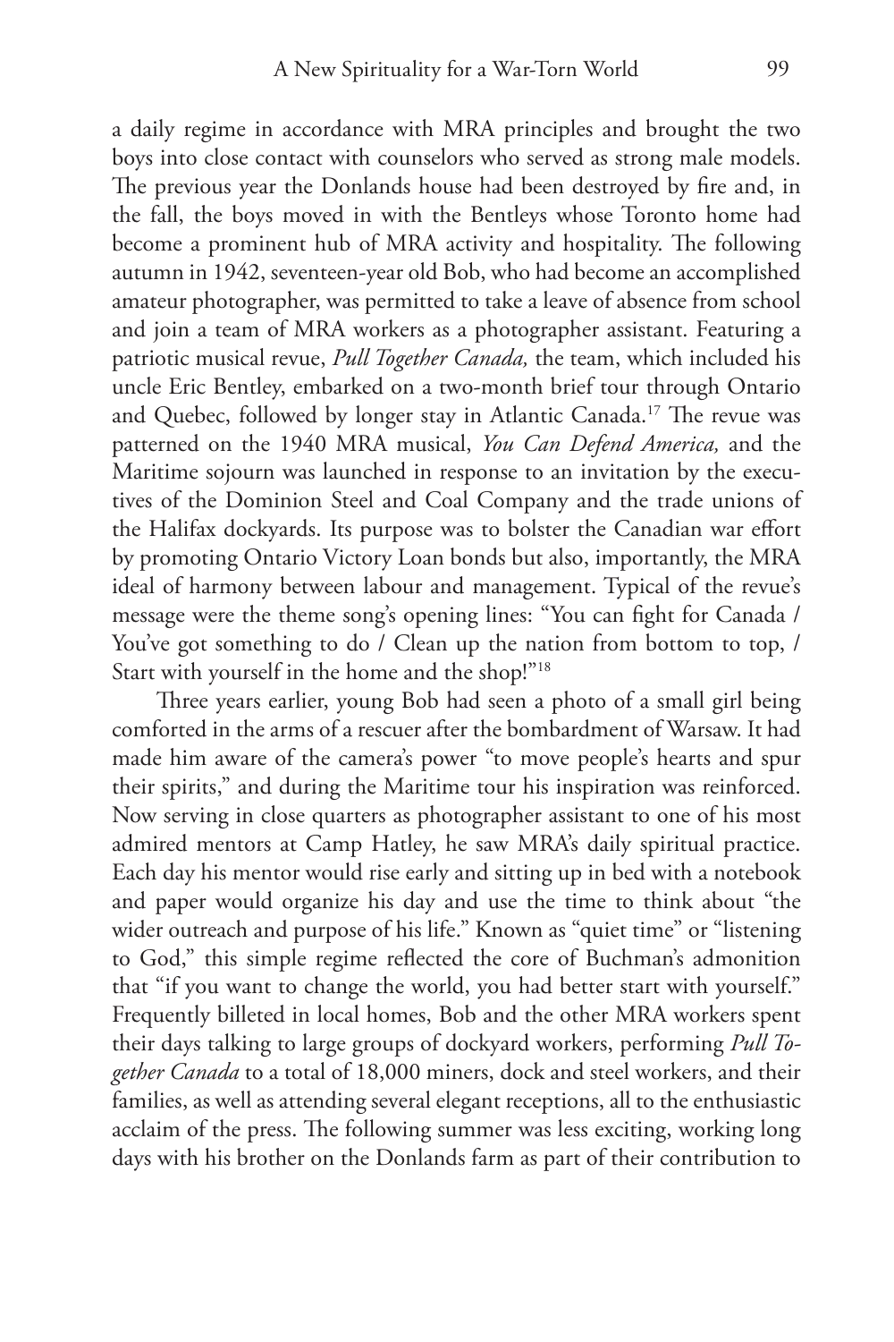a daily regime in accordance with MRA principles and brought the two boys into close contact with counselors who served as strong male models. The previous year the Donlands house had been destroyed by fire and, in the fall, the boys moved in with the Bentleys whose Toronto home had become a prominent hub of MRA activity and hospitality. The following autumn in 1942, seventeen-year old Bob, who had become an accomplished amateur photographer, was permitted to take a leave of absence from school and join a team of MRA workers as a photographer assistant. Featuring a patriotic musical revue, *Pull Together Canada,* the team, which included his uncle Eric Bentley, embarked on a two-month brief tour through Ontario and Quebec, followed by longer stay in Atlantic Canada.[17] The revue was patterned on the 1940 MRA musical, *You Can Defend America,* and the Maritime sojourn was launched in response to an invitation by the executives of the Dominion Steel and Coal Company and the trade unions of the Halifax dockyards. Its purpose was to bolster the Canadian war effort by promoting Ontario Victory Loan bonds but also, importantly, the MRA ideal of harmony between labour and management. Typical of the revue's message were the theme song's opening lines: "You can fight for Canada / You've got something to do / Clean up the nation from bottom to top, / Start with yourself in the home and the shop!"[18]

Three years earlier, young Bob had seen a photo of a small girl being comforted in the arms of a rescuer after the bombardment of Warsaw. It had made him aware of the camera's power "to move people's hearts and spur their spirits," and during the Maritime tour his inspiration was reinforced. Now serving in close quarters as photographer assistant to one of his most admired mentors at Camp Hatley, he saw MRA's daily spiritual practice. Each day his mentor would rise early and sitting up in bed with a notebook and paper would organize his day and use the time to think about "the wider outreach and purpose of his life." Known as "quiet time" or "listening to God," this simple regime reflected the core of Buchman's admonition that "if you want to change the world, you had better start with yourself." Frequently billeted in local homes, Bob and the other MRA workers spent their days talking to large groups of dockyard workers, performing *Pull Together Canada* to a total of 18,000 miners, dock and steel workers, and their families, as well as attending several elegant receptions, all to the enthusiastic acclaim of the press. The following summer was less exciting, working long days with his brother on the Donlands farm as part of their contribution to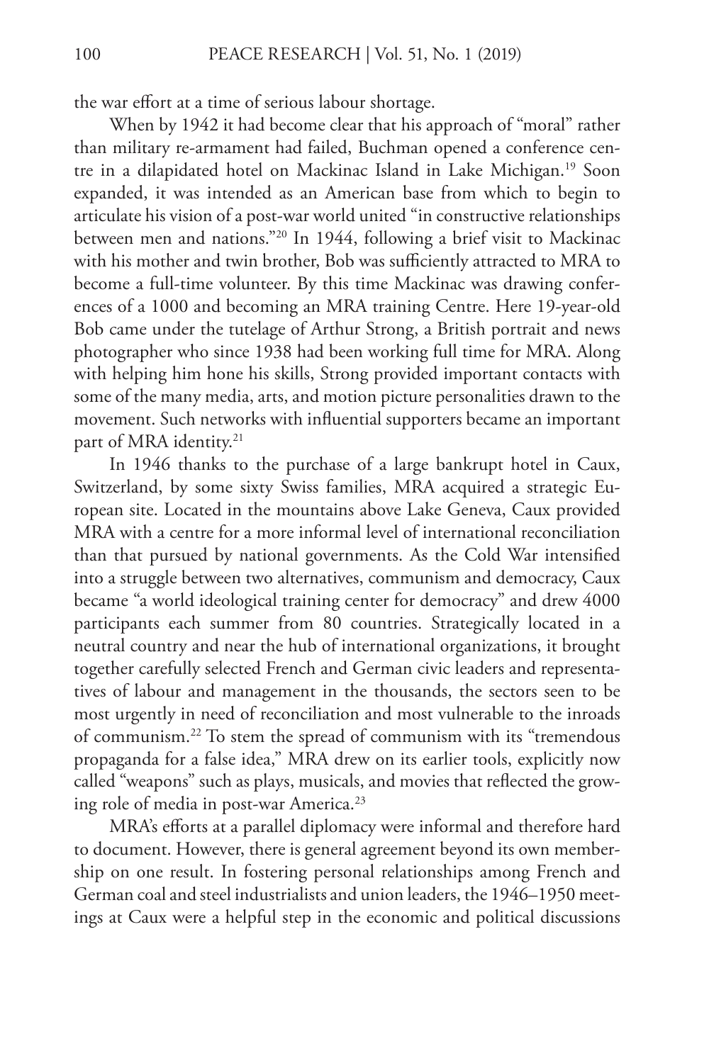the war effort at a time of serious labour shortage.

When by 1942 it had become clear that his approach of "moral" rather than military re-armament had failed, Buchman opened a conference centre in a dilapidated hotel on Mackinac Island in Lake Michigan.[19] Soon expanded, it was intended as an American base from which to begin to articulate his vision of a post-war world united "in constructive relationships between men and nations."[20] In 1944, following a brief visit to Mackinac with his mother and twin brother, Bob was sufficiently attracted to MRA to become a full-time volunteer. By this time Mackinac was drawing conferences of a 1000 and becoming an MRA training Centre. Here 19-year-old Bob came under the tutelage of Arthur Strong, a British portrait and news photographer who since 1938 had been working full time for MRA. Along with helping him hone his skills, Strong provided important contacts with some of the many media, arts, and motion picture personalities drawn to the movement. Such networks with influential supporters became an important part of MRA identity.[21]

In 1946 thanks to the purchase of a large bankrupt hotel in Caux, Switzerland, by some sixty Swiss families, MRA acquired a strategic European site. Located in the mountains above Lake Geneva, Caux provided MRA with a centre for a more informal level of international reconciliation than that pursued by national governments. As the Cold War intensified into a struggle between two alternatives, communism and democracy, Caux became "a world ideological training center for democracy" and drew 4000 participants each summer from 80 countries. Strategically located in a neutral country and near the hub of international organizations, it brought together carefully selected French and German civic leaders and representatives of labour and management in the thousands, the sectors seen to be most urgently in need of reconciliation and most vulnerable to the inroads of communism.[22] To stem the spread of communism with its "tremendous propaganda for a false idea," MRA drew on its earlier tools, explicitly now called "weapons" such as plays, musicals, and movies that reflected the growing role of media in post-war America.[23]

MRA's efforts at a parallel diplomacy were informal and therefore hard to document. However, there is general agreement beyond its own membership on one result. In fostering personal relationships among French and German coal and steel industrialists and union leaders, the 1946–1950 meetings at Caux were a helpful step in the economic and political discussions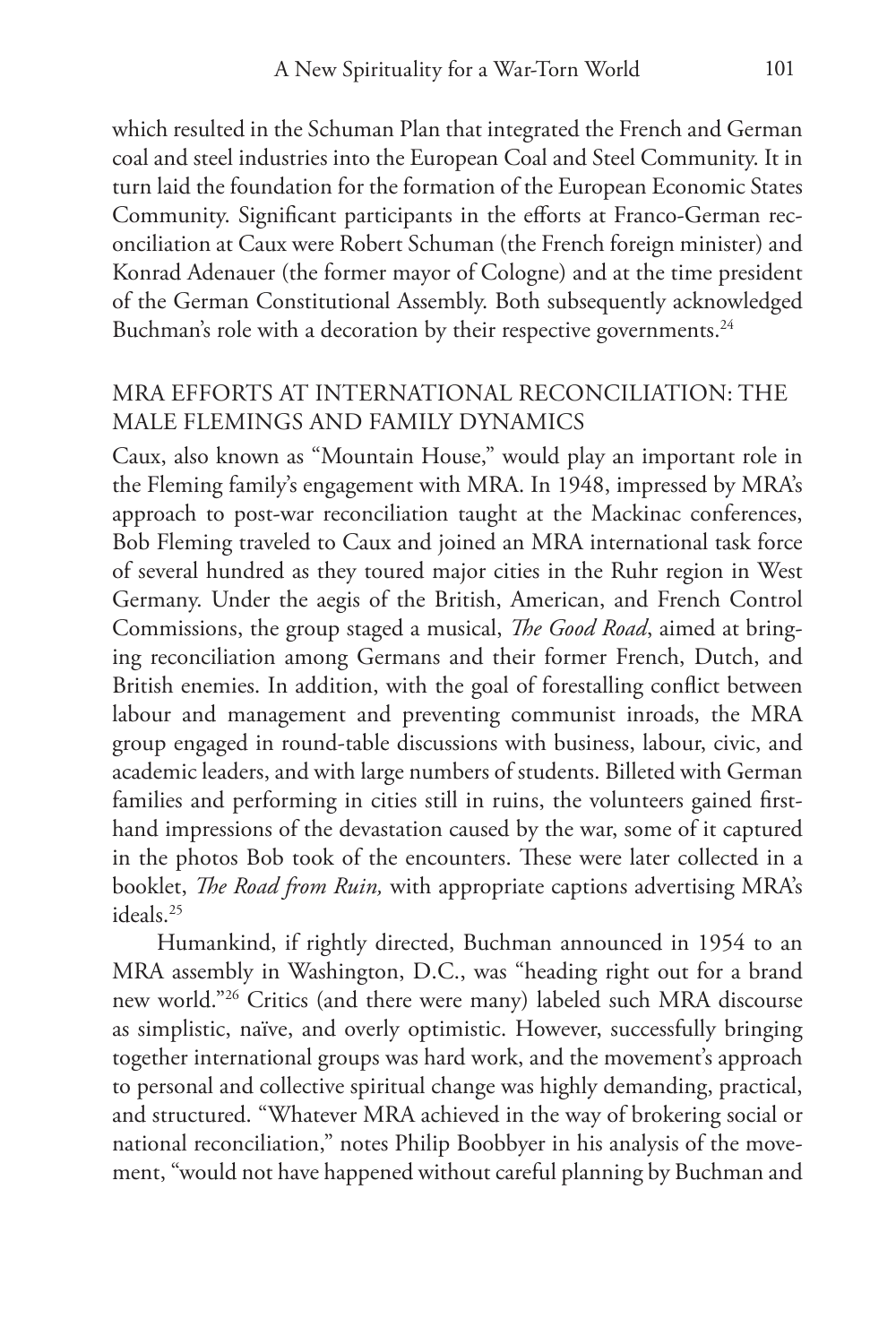which resulted in the Schuman Plan that integrated the French and German coal and steel industries into the European Coal and Steel Community. It in turn laid the foundation for the formation of the European Economic States Community. Significant participants in the efforts at Franco-German reconciliation at Caux were Robert Schuman (the French foreign minister) and Konrad Adenauer (the former mayor of Cologne) and at the time president of the German Constitutional Assembly. Both subsequently acknowledged Buchman's role with a decoration by their respective governments.[24]

## MRA EFFORTS AT INTERNATIONAL RECONCILIATION: THE MALE FLEMINGS AND FAMILY DYNAMICS

Caux, also known as "Mountain House," would play an important role in the Fleming family's engagement with MRA. In 1948, impressed by MRA's approach to post-war reconciliation taught at the Mackinac conferences, Bob Fleming traveled to Caux and joined an MRA international task force of several hundred as they toured major cities in the Ruhr region in West Germany. Under the aegis of the British, American, and French Control Commissions, the group staged a musical, *The Good Road*, aimed at bringing reconciliation among Germans and their former French, Dutch, and British enemies. In addition, with the goal of forestalling conflict between labour and management and preventing communist inroads, the MRA group engaged in round-table discussions with business, labour, civic, and academic leaders, and with large numbers of students. Billeted with German families and performing in cities still in ruins, the volunteers gained first-hand impressions of the devastation caused by the war, some of it captured in the photos Bob took of the encounters. These were later collected in a booklet, *The Road from Ruin,* with appropriate captions advertising MRA's ideals.[25]

Humankind, if rightly directed, Buchman announced in 1954 to an MRA assembly in Washington, D.C., was "heading right out for a brand new world."[26] Critics (and there were many) labeled such MRA discourse as simplistic, naïve, and overly optimistic. However, successfully bringing together international groups was hard work, and the movement's approach to personal and collective spiritual change was highly demanding, practical, and structured. "Whatever MRA achieved in the way of brokering social or national reconciliation," notes Philip Boobbyer in his analysis of the movement, "would not have happened without careful planning by Buchman and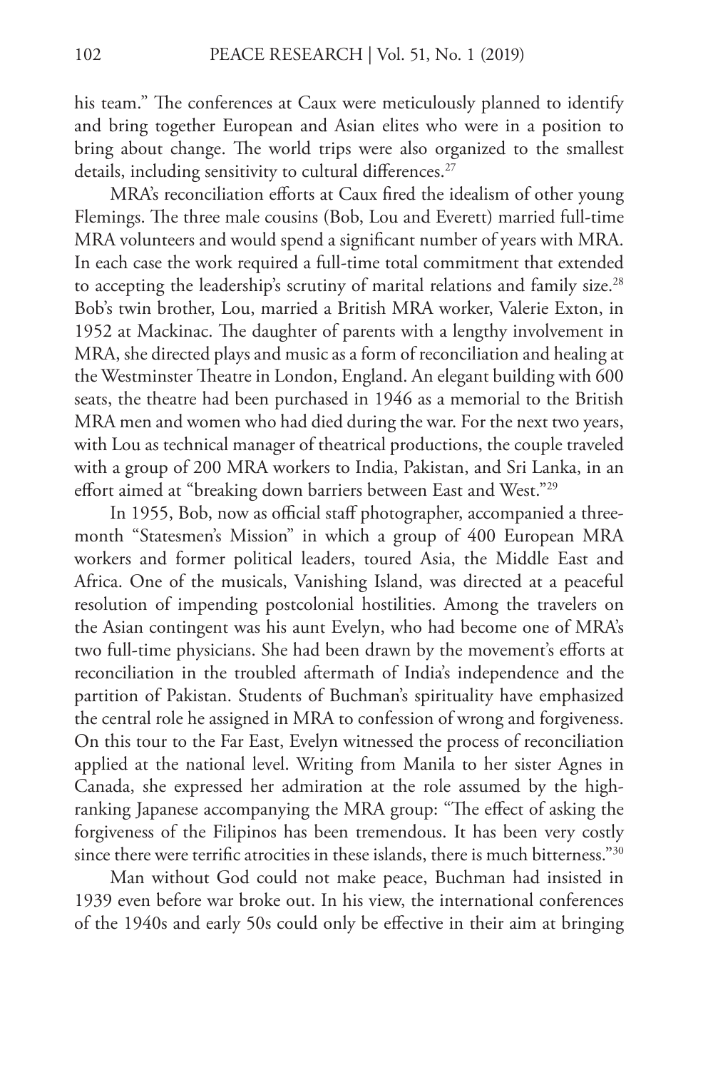his team." The conferences at Caux were meticulously planned to identify and bring together European and Asian elites who were in a position to bring about change. The world trips were also organized to the smallest details, including sensitivity to cultural differences.[27]

MRA's reconciliation efforts at Caux fired the idealism of other young Flemings. The three male cousins (Bob, Lou and Everett) married full-time MRA volunteers and would spend a significant number of years with MRA. In each case the work required a full-time total commitment that extended to accepting the leadership's scrutiny of marital relations and family size.[28] Bob's twin brother, Lou, married a British MRA worker, Valerie Exton, in 1952 at Mackinac. The daughter of parents with a lengthy involvement in MRA, she directed plays and music as a form of reconciliation and healing at the Westminster Theatre in London, England. An elegant building with 600 seats, the theatre had been purchased in 1946 as a memorial to the British MRA men and women who had died during the war. For the next two years, with Lou as technical manager of theatrical productions, the couple traveled with a group of 200 MRA workers to India, Pakistan, and Sri Lanka, in an effort aimed at "breaking down barriers between East and West."[29]

In 1955, Bob, now as official staff photographer, accompanied a three-month "Statesmen's Mission" in which a group of 400 European MRA workers and former political leaders, toured Asia, the Middle East and Africa. One of the musicals, Vanishing Island, was directed at a peaceful resolution of impending postcolonial hostilities. Among the travelers on the Asian contingent was his aunt Evelyn, who had become one of MRA's two full-time physicians. She had been drawn by the movement's efforts at reconciliation in the troubled aftermath of India's independence and the partition of Pakistan. Students of Buchman's spirituality have emphasized the central role he assigned in MRA to confession of wrong and forgiveness. On this tour to the Far East, Evelyn witnessed the process of reconciliation applied at the national level. Writing from Manila to her sister Agnes in Canada, she expressed her admiration at the role assumed by the high-ranking Japanese accompanying the MRA group: "The effect of asking the forgiveness of the Filipinos has been tremendous. It has been very costly since there were terrific atrocities in these islands, there is much bitterness."[30]

Man without God could not make peace, Buchman had insisted in 1939 even before war broke out. In his view, the international conferences of the 1940s and early 50s could only be effective in their aim at bringing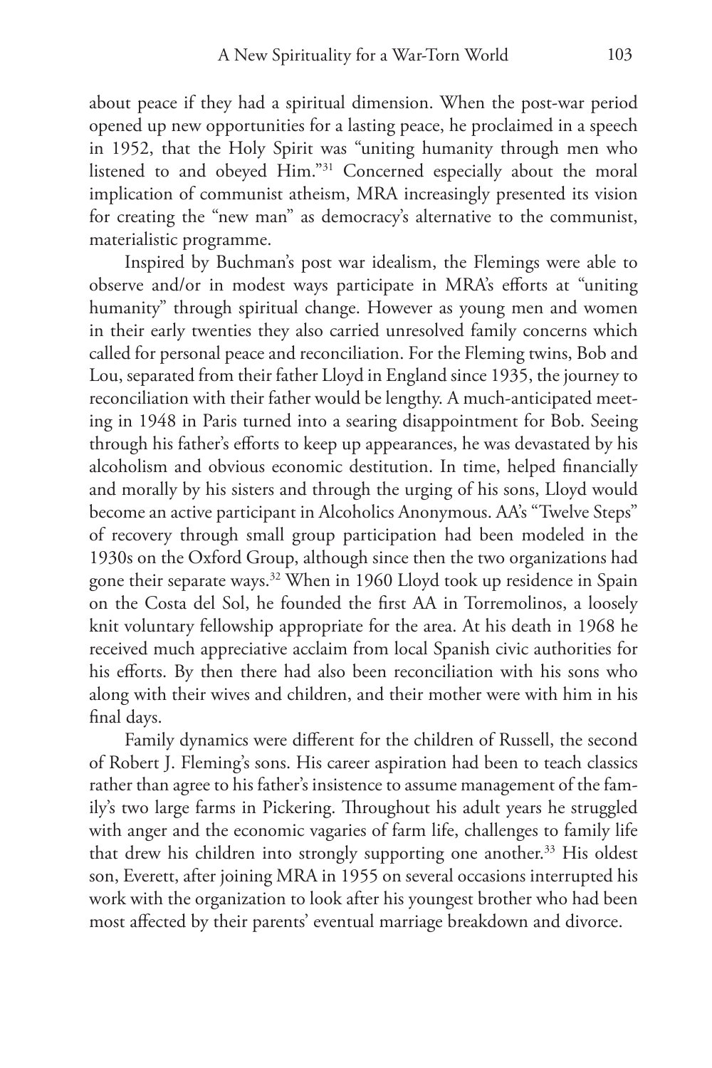about peace if they had a spiritual dimension. When the post-war period opened up new opportunities for a lasting peace, he proclaimed in a speech in 1952, that the Holy Spirit was "uniting humanity through men who listened to and obeyed Him."[31] Concerned especially about the moral implication of communist atheism, MRA increasingly presented its vision for creating the "new man" as democracy's alternative to the communist, materialistic programme.

Inspired by Buchman's post war idealism, the Flemings were able to observe and/or in modest ways participate in MRA's efforts at "uniting humanity" through spiritual change. However as young men and women in their early twenties they also carried unresolved family concerns which called for personal peace and reconciliation. For the Fleming twins, Bob and Lou, separated from their father Lloyd in England since 1935, the journey to reconciliation with their father would be lengthy. A much-anticipated meeting in 1948 in Paris turned into a searing disappointment for Bob. Seeing through his father's efforts to keep up appearances, he was devastated by his alcoholism and obvious economic destitution. In time, helped financially and morally by his sisters and through the urging of his sons, Lloyd would become an active participant in Alcoholics Anonymous. AA's "Twelve Steps" of recovery through small group participation had been modeled in the 1930s on the Oxford Group, although since then the two organizations had gone their separate ways.[32] When in 1960 Lloyd took up residence in Spain on the Costa del Sol, he founded the first AA in Torremolinos, a loosely knit voluntary fellowship appropriate for the area. At his death in 1968 he received much appreciative acclaim from local Spanish civic authorities for his efforts. By then there had also been reconciliation with his sons who along with their wives and children, and their mother were with him in his final days.

Family dynamics were different for the children of Russell, the second of Robert J. Fleming's sons. His career aspiration had been to teach classics rather than agree to his father's insistence to assume management of the family's two large farms in Pickering. Throughout his adult years he struggled with anger and the economic vagaries of farm life, challenges to family life that drew his children into strongly supporting one another.[33] His oldest son, Everett, after joining MRA in 1955 on several occasions interrupted his work with the organization to look after his youngest brother who had been most affected by their parents' eventual marriage breakdown and divorce.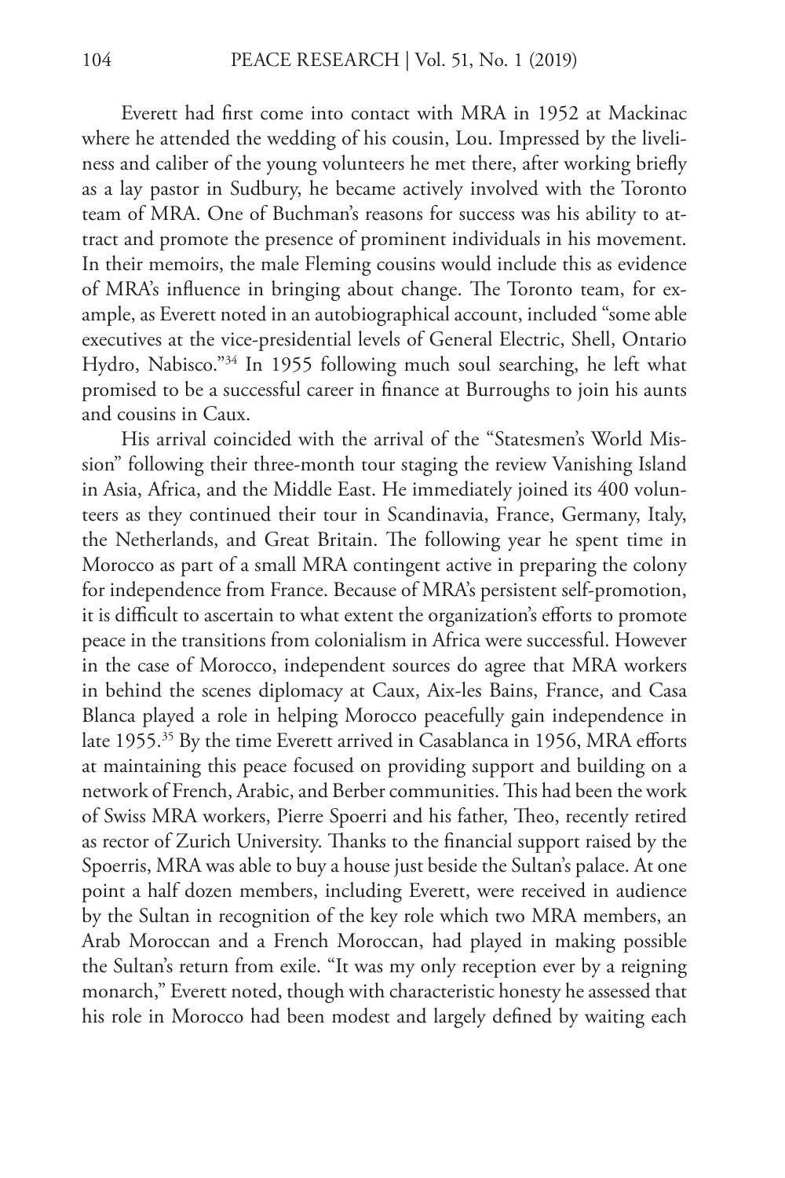Everett had first come into contact with MRA in 1952 at Mackinac where he attended the wedding of his cousin, Lou. Impressed by the liveliness and caliber of the young volunteers he met there, after working briefly as a lay pastor in Sudbury, he became actively involved with the Toronto team of MRA. One of Buchman's reasons for success was his ability to attract and promote the presence of prominent individuals in his movement. In their memoirs, the male Fleming cousins would include this as evidence of MRA's influence in bringing about change. The Toronto team, for example, as Everett noted in an autobiographical account, included "some able executives at the vice-presidential levels of General Electric, Shell, Ontario Hydro, Nabisco."[34] In 1955 following much soul searching, he left what promised to be a successful career in finance at Burroughs to join his aunts and cousins in Caux.

His arrival coincided with the arrival of the "Statesmen's World Mission" following their three-month tour staging the review Vanishing Island in Asia, Africa, and the Middle East. He immediately joined its 400 volunteers as they continued their tour in Scandinavia, France, Germany, Italy, the Netherlands, and Great Britain. The following year he spent time in Morocco as part of a small MRA contingent active in preparing the colony for independence from France. Because of MRA's persistent self-promotion, it is difficult to ascertain to what extent the organization's efforts to promote peace in the transitions from colonialism in Africa were successful. However in the case of Morocco, independent sources do agree that MRA workers in behind the scenes diplomacy at Caux, Aix-les Bains, France, and Casa Blanca played a role in helping Morocco peacefully gain independence in late 1955.[35] By the time Everett arrived in Casablanca in 1956, MRA efforts at maintaining this peace focused on providing support and building on a network of French, Arabic, and Berber communities. This had been the work of Swiss MRA workers, Pierre Spoerri and his father, Theo, recently retired as rector of Zurich University. Thanks to the financial support raised by the Spoerris, MRA was able to buy a house just beside the Sultan's palace. At one point a half dozen members, including Everett, were received in audience by the Sultan in recognition of the key role which two MRA members, an Arab Moroccan and a French Moroccan, had played in making possible the Sultan's return from exile. "It was my only reception ever by a reigning monarch," Everett noted, though with characteristic honesty he assessed that his role in Morocco had been modest and largely defined by waiting each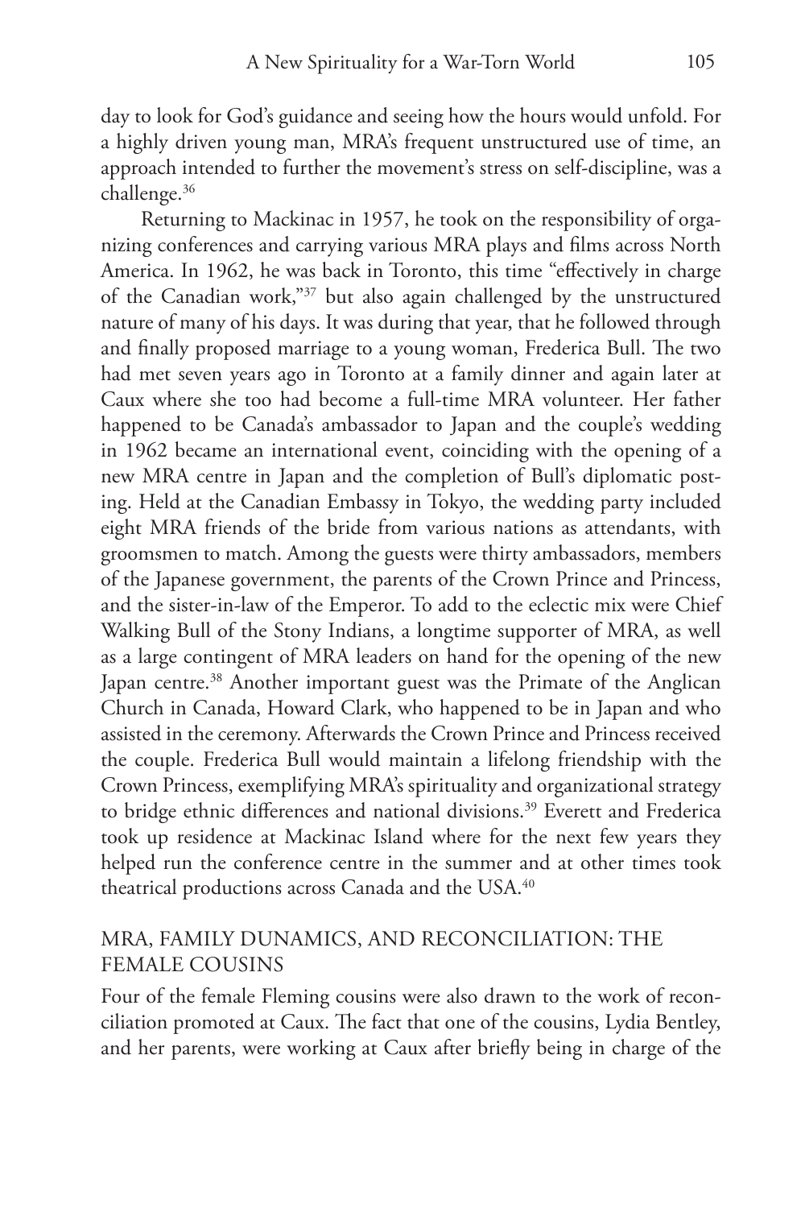day to look for God's guidance and seeing how the hours would unfold. For a highly driven young man, MRA's frequent unstructured use of time, an approach intended to further the movement's stress on self-discipline, was a challenge.[36]

Returning to Mackinac in 1957, he took on the responsibility of organizing conferences and carrying various MRA plays and films across North America. In 1962, he was back in Toronto, this time "effectively in charge of the Canadian work,"[37] but also again challenged by the unstructured nature of many of his days. It was during that year, that he followed through and finally proposed marriage to a young woman, Frederica Bull. The two had met seven years ago in Toronto at a family dinner and again later at Caux where she too had become a full-time MRA volunteer. Her father happened to be Canada's ambassador to Japan and the couple's wedding in 1962 became an international event, coinciding with the opening of a new MRA centre in Japan and the completion of Bull's diplomatic posting. Held at the Canadian Embassy in Tokyo, the wedding party included eight MRA friends of the bride from various nations as attendants, with groomsmen to match. Among the guests were thirty ambassadors, members of the Japanese government, the parents of the Crown Prince and Princess, and the sister-in-law of the Emperor. To add to the eclectic mix were Chief Walking Bull of the Stony Indians, a longtime supporter of MRA, as well as a large contingent of MRA leaders on hand for the opening of the new Japan centre.[38] Another important guest was the Primate of the Anglican Church in Canada, Howard Clark, who happened to be in Japan and who assisted in the ceremony. Afterwards the Crown Prince and Princess received the couple. Frederica Bull would maintain a lifelong friendship with the Crown Princess, exemplifying MRA's spirituality and organizational strategy to bridge ethnic differences and national divisions.[39] Everett and Frederica took up residence at Mackinac Island where for the next few years they helped run the conference centre in the summer and at other times took theatrical productions across Canada and the USA.[40]

## MRA, Family Dunamics, and Reconciliation: The Female Cousins

Four of the female Fleming cousins were also drawn to the work of reconciliation promoted at Caux. The fact that one of the cousins, Lydia Bentley, and her parents, were working at Caux after briefly being in charge of the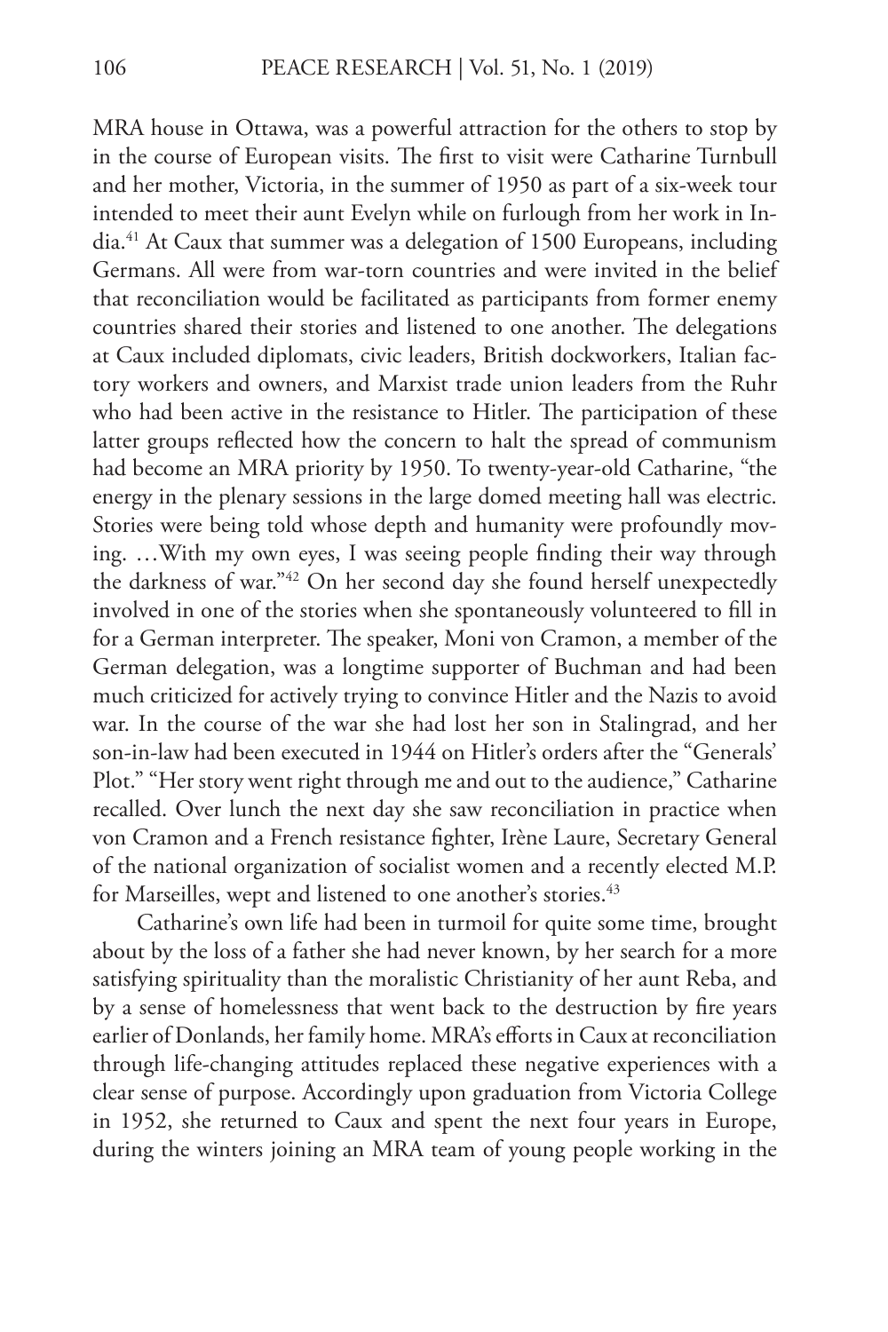MRA house in Ottawa, was a powerful attraction for the others to stop by in the course of European visits. The first to visit were Catharine Turnbull and her mother, Victoria, in the summer of 1950 as part of a six-week tour intended to meet their aunt Evelyn while on furlough from her work in India.[41] At Caux that summer was a delegation of 1500 Europeans, including Germans. All were from war-torn countries and were invited in the belief that reconciliation would be facilitated as participants from former enemy countries shared their stories and listened to one another. The delegations at Caux included diplomats, civic leaders, British dockworkers, Italian factory workers and owners, and Marxist trade union leaders from the Ruhr who had been active in the resistance to Hitler. The participation of these latter groups reflected how the concern to halt the spread of communism had become an MRA priority by 1950. To twenty-year-old Catharine, "the energy in the plenary sessions in the large domed meeting hall was electric. Stories were being told whose depth and humanity were profoundly moving. …With my own eyes, I was seeing people finding their way through the darkness of war."[42] On her second day she found herself unexpectedly involved in one of the stories when she spontaneously volunteered to fill in for a German interpreter. The speaker, Moni von Cramon, a member of the German delegation, was a longtime supporter of Buchman and had been much criticized for actively trying to convince Hitler and the Nazis to avoid war. In the course of the war she had lost her son in Stalingrad, and her son-in-law had been executed in 1944 on Hitler's orders after the "Generals' Plot." "Her story went right through me and out to the audience," Catharine recalled. Over lunch the next day she saw reconciliation in practice when von Cramon and a French resistance fighter, Irène Laure, Secretary General of the national organization of socialist women and a recently elected M.P. for Marseilles, wept and listened to one another's stories.[43]

Catharine's own life had been in turmoil for quite some time, brought about by the loss of a father she had never known, by her search for a more satisfying spirituality than the moralistic Christianity of her aunt Reba, and by a sense of homelessness that went back to the destruction by fire years earlier of Donlands, her family home. MRA's efforts in Caux at reconciliation through life-changing attitudes replaced these negative experiences with a clear sense of purpose. Accordingly upon graduation from Victoria College in 1952, she returned to Caux and spent the next four years in Europe, during the winters joining an MRA team of young people working in the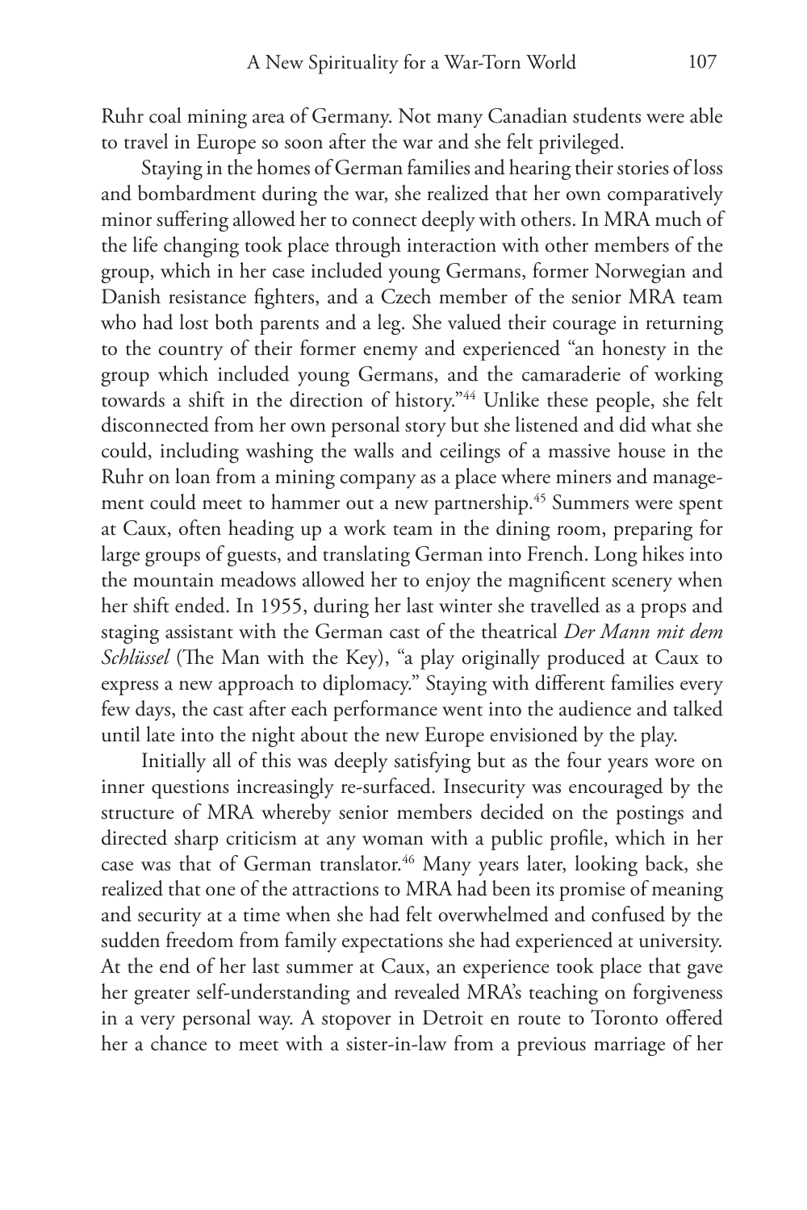Ruhr coal mining area of Germany. Not many Canadian students were able to travel in Europe so soon after the war and she felt privileged.

Staying in the homes of German families and hearing their stories of loss and bombardment during the war, she realized that her own comparatively minor suffering allowed her to connect deeply with others. In MRA much of the life changing took place through interaction with other members of the group, which in her case included young Germans, former Norwegian and Danish resistance fighters, and a Czech member of the senior MRA team who had lost both parents and a leg. She valued their courage in returning to the country of their former enemy and experienced "an honesty in the group which included young Germans, and the camaraderie of working towards a shift in the direction of history."[44] Unlike these people, she felt disconnected from her own personal story but she listened and did what she could, including washing the walls and ceilings of a massive house in the Ruhr on loan from a mining company as a place where miners and management could meet to hammer out a new partnership.[45] Summers were spent at Caux, often heading up a work team in the dining room, preparing for large groups of guests, and translating German into French. Long hikes into the mountain meadows allowed her to enjoy the magnificent scenery when her shift ended. In 1955, during her last winter she travelled as a props and staging assistant with the German cast of the theatrical *Der Mann mit dem Schlüssel* (The Man with the Key), "a play originally produced at Caux to express a new approach to diplomacy." Staying with different families every few days, the cast after each performance went into the audience and talked until late into the night about the new Europe envisioned by the play.

Initially all of this was deeply satisfying but as the four years wore on inner questions increasingly re-surfaced. Insecurity was encouraged by the structure of MRA whereby senior members decided on the postings and directed sharp criticism at any woman with a public profile, which in her case was that of German translator.[46] Many years later, looking back, she realized that one of the attractions to MRA had been its promise of meaning and security at a time when she had felt overwhelmed and confused by the sudden freedom from family expectations she had experienced at university. At the end of her last summer at Caux, an experience took place that gave her greater self-understanding and revealed MRA's teaching on forgiveness in a very personal way. A stopover in Detroit en route to Toronto offered her a chance to meet with a sister-in-law from a previous marriage of her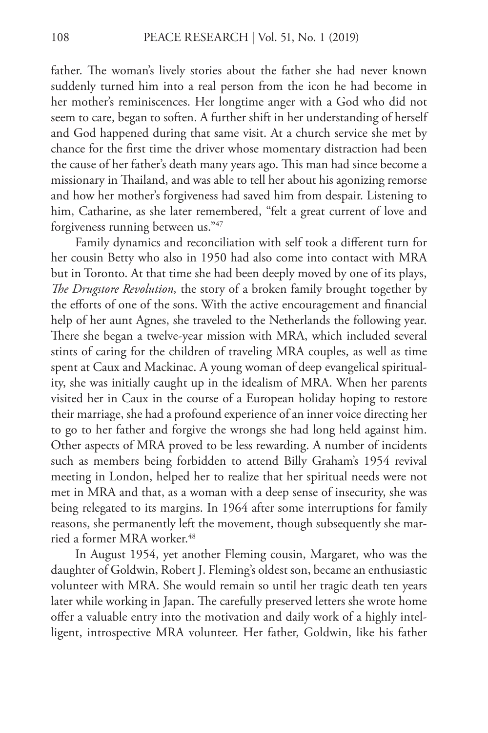father. The woman's lively stories about the father she had never known suddenly turned him into a real person from the icon he had become in her mother's reminiscences. Her longtime anger with a God who did not seem to care, began to soften. A further shift in her understanding of herself and God happened during that same visit. At a church service she met by chance for the first time the driver whose momentary distraction had been the cause of her father's death many years ago. This man had since become a missionary in Thailand, and was able to tell her about his agonizing remorse and how her mother's forgiveness had saved him from despair. Listening to him, Catharine, as she later remembered, "felt a great current of love and forgiveness running between us."[47]

Family dynamics and reconciliation with self took a different turn for her cousin Betty who also in 1950 had also come into contact with MRA but in Toronto. At that time she had been deeply moved by one of its plays, *The Drugstore Revolution,* the story of a broken family brought together by the efforts of one of the sons. With the active encouragement and financial help of her aunt Agnes, she traveled to the Netherlands the following year. There she began a twelve-year mission with MRA, which included several stints of caring for the children of traveling MRA couples, as well as time spent at Caux and Mackinac. A young woman of deep evangelical spirituality, she was initially caught up in the idealism of MRA. When her parents visited her in Caux in the course of a European holiday hoping to restore their marriage, she had a profound experience of an inner voice directing her to go to her father and forgive the wrongs she had long held against him. Other aspects of MRA proved to be less rewarding. A number of incidents such as members being forbidden to attend Billy Graham's 1954 revival meeting in London, helped her to realize that her spiritual needs were not met in MRA and that, as a woman with a deep sense of insecurity, she was being relegated to its margins. In 1964 after some interruptions for family reasons, she permanently left the movement, though subsequently she married a former MRA worker.[48]

In August 1954, yet another Fleming cousin, Margaret, who was the daughter of Goldwin, Robert J. Fleming's oldest son, became an enthusiastic volunteer with MRA. She would remain so until her tragic death ten years later while working in Japan. The carefully preserved letters she wrote home offer a valuable entry into the motivation and daily work of a highly intelligent, introspective MRA volunteer. Her father, Goldwin, like his father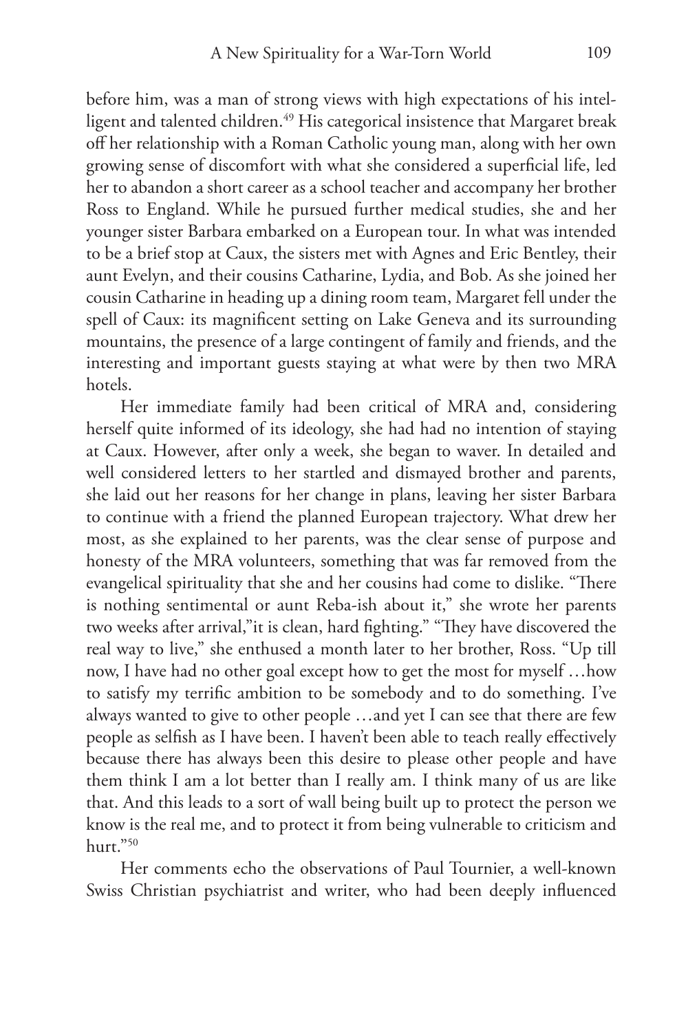before him, was a man of strong views with high expectations of his intelligent and talented children.[49] His categorical insistence that Margaret break off her relationship with a Roman Catholic young man, along with her own growing sense of discomfort with what she considered a superficial life, led her to abandon a short career as a school teacher and accompany her brother Ross to England. While he pursued further medical studies, she and her younger sister Barbara embarked on a European tour. In what was intended to be a brief stop at Caux, the sisters met with Agnes and Eric Bentley, their aunt Evelyn, and their cousins Catharine, Lydia, and Bob. As she joined her cousin Catharine in heading up a dining room team, Margaret fell under the spell of Caux: its magnificent setting on Lake Geneva and its surrounding mountains, the presence of a large contingent of family and friends, and the interesting and important guests staying at what were by then two MRA hotels.

Her immediate family had been critical of MRA and, considering herself quite informed of its ideology, she had had no intention of staying at Caux. However, after only a week, she began to waver. In detailed and well considered letters to her startled and dismayed brother and parents, she laid out her reasons for her change in plans, leaving her sister Barbara to continue with a friend the planned European trajectory. What drew her most, as she explained to her parents, was the clear sense of purpose and honesty of the MRA volunteers, something that was far removed from the evangelical spirituality that she and her cousins had come to dislike. "There is nothing sentimental or aunt Reba-ish about it," she wrote her parents two weeks after arrival,"it is clean, hard fighting." "They have discovered the real way to live," she enthused a month later to her brother, Ross. "Up till now, I have had no other goal except how to get the most for myself …how to satisfy my terrific ambition to be somebody and to do something. I've always wanted to give to other people …and yet I can see that there are few people as selfish as I have been. I haven't been able to teach really effectively because there has always been this desire to please other people and have them think I am a lot better than I really am. I think many of us are like that. And this leads to a sort of wall being built up to protect the person we know is the real me, and to protect it from being vulnerable to criticism and hurt."[50]

Her comments echo the observations of Paul Tournier, a well-known Swiss Christian psychiatrist and writer, who had been deeply influenced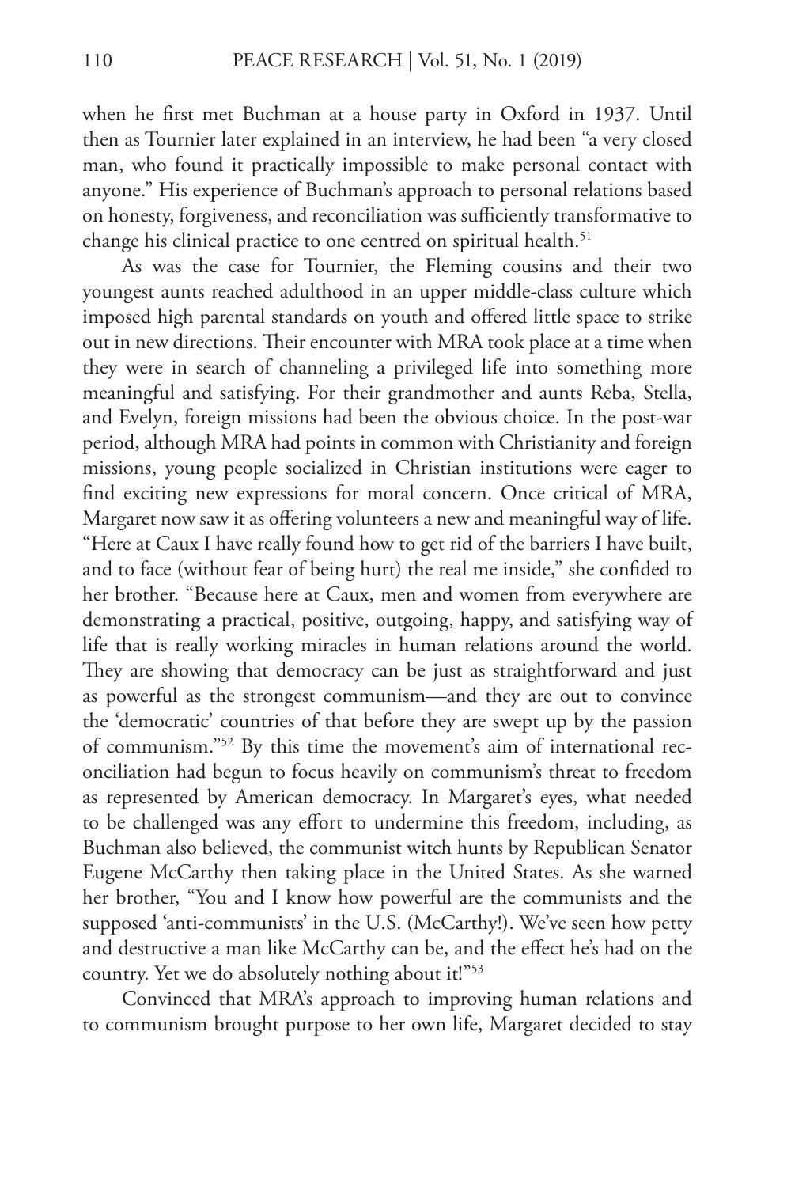when he first met Buchman at a house party in Oxford in 1937. Until then as Tournier later explained in an interview, he had been "a very closed man, who found it practically impossible to make personal contact with anyone." His experience of Buchman's approach to personal relations based on honesty, forgiveness, and reconciliation was sufficiently transformative to change his clinical practice to one centred on spiritual health.[51]

As was the case for Tournier, the Fleming cousins and their two youngest aunts reached adulthood in an upper middle-class culture which imposed high parental standards on youth and offered little space to strike out in new directions. Their encounter with MRA took place at a time when they were in search of channeling a privileged life into something more meaningful and satisfying. For their grandmother and aunts Reba, Stella, and Evelyn, foreign missions had been the obvious choice. In the post-war period, although MRA had points in common with Christianity and foreign missions, young people socialized in Christian institutions were eager to find exciting new expressions for moral concern. Once critical of MRA, Margaret now saw it as offering volunteers a new and meaningful way of life. "Here at Caux I have really found how to get rid of the barriers I have built, and to face (without fear of being hurt) the real me inside," she confided to her brother. "Because here at Caux, men and women from everywhere are demonstrating a practical, positive, outgoing, happy, and satisfying way of life that is really working miracles in human relations around the world. They are showing that democracy can be just as straightforward and just as powerful as the strongest communism—and they are out to convince the 'democratic' countries of that before they are swept up by the passion of communism."[52] By this time the movement's aim of international reconciliation had begun to focus heavily on communism's threat to freedom as represented by American democracy. In Margaret's eyes, what needed to be challenged was any effort to undermine this freedom, including, as Buchman also believed, the communist witch hunts by Republican Senator Eugene McCarthy then taking place in the United States. As she warned her brother, "You and I know how powerful are the communists and the supposed 'anti-communists' in the U.S. (McCarthy!). We've seen how petty and destructive a man like McCarthy can be, and the effect he's had on the country. Yet we do absolutely nothing about it!"[53]

Convinced that MRA's approach to improving human relations and to communism brought purpose to her own life, Margaret decided to stay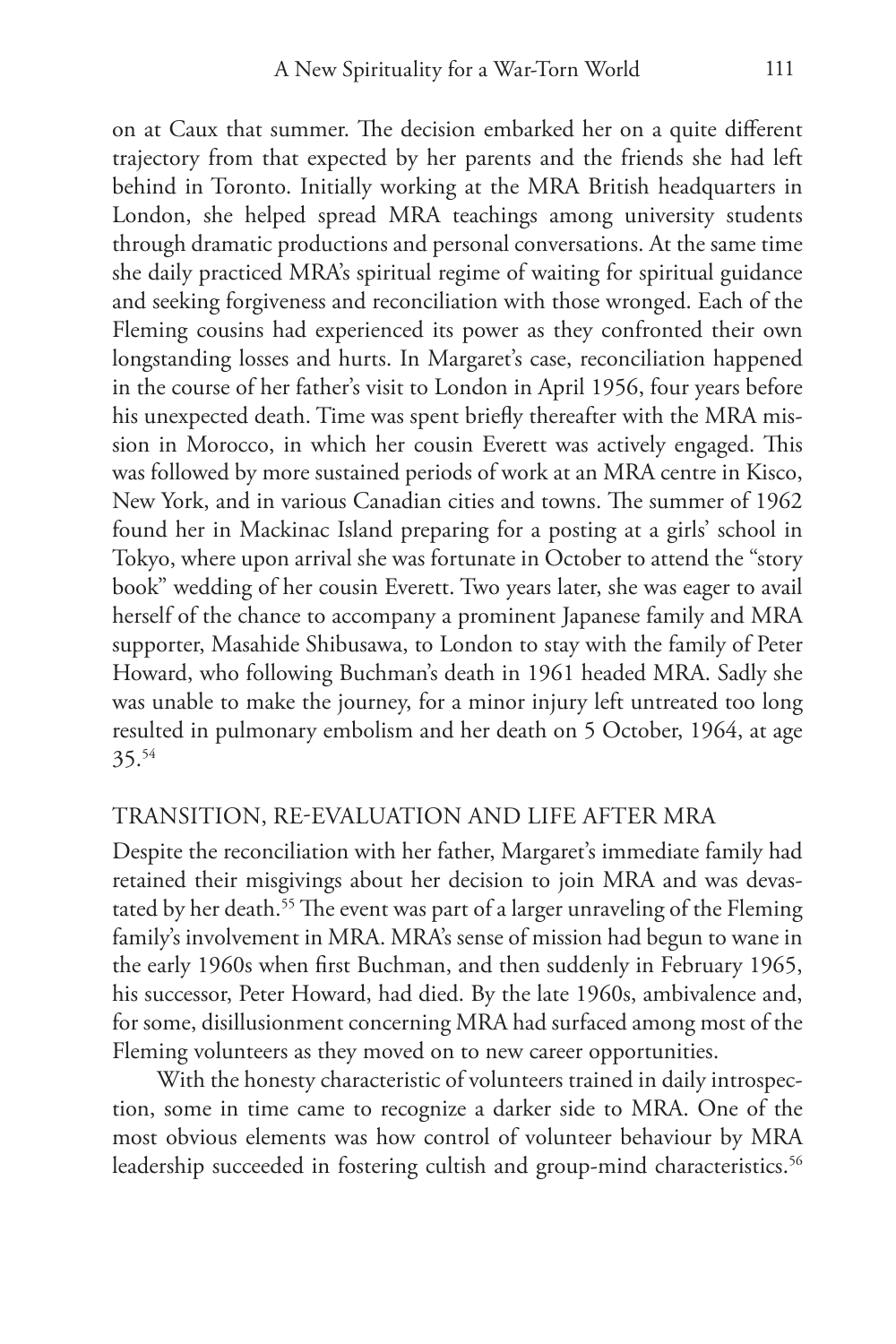on at Caux that summer. The decision embarked her on a quite different trajectory from that expected by her parents and the friends she had left behind in Toronto. Initially working at the MRA British headquarters in London, she helped spread MRA teachings among university students through dramatic productions and personal conversations. At the same time she daily practiced MRA's spiritual regime of waiting for spiritual guidance and seeking forgiveness and reconciliation with those wronged. Each of the Fleming cousins had experienced its power as they confronted their own longstanding losses and hurts. In Margaret's case, reconciliation happened in the course of her father's visit to London in April 1956, four years before his unexpected death. Time was spent briefly thereafter with the MRA mission in Morocco, in which her cousin Everett was actively engaged. This was followed by more sustained periods of work at an MRA centre in Kisco, New York, and in various Canadian cities and towns. The summer of 1962 found her in Mackinac Island preparing for a posting at a girls' school in Tokyo, where upon arrival she was fortunate in October to attend the "story book" wedding of her cousin Everett. Two years later, she was eager to avail herself of the chance to accompany a prominent Japanese family and MRA supporter, Masahide Shibusawa, to London to stay with the family of Peter Howard, who following Buchman's death in 1961 headed MRA. Sadly she was unable to make the journey, for a minor injury left untreated too long resulted in pulmonary embolism and her death on 5 October, 1964, at age 35.[54]

## TRANSITION, RE-EVALUATION AND LIFE AFTER MRA

Despite the reconciliation with her father, Margaret's immediate family had retained their misgivings about her decision to join MRA and was devastated by her death.[55] The event was part of a larger unraveling of the Fleming family's involvement in MRA. MRA's sense of mission had begun to wane in the early 1960s when first Buchman, and then suddenly in February 1965, his successor, Peter Howard, had died. By the late 1960s, ambivalence and, for some, disillusionment concerning MRA had surfaced among most of the Fleming volunteers as they moved on to new career opportunities.

With the honesty characteristic of volunteers trained in daily introspection, some in time came to recognize a darker side to MRA. One of the most obvious elements was how control of volunteer behaviour by MRA leadership succeeded in fostering cultish and group-mind characteristics.[56]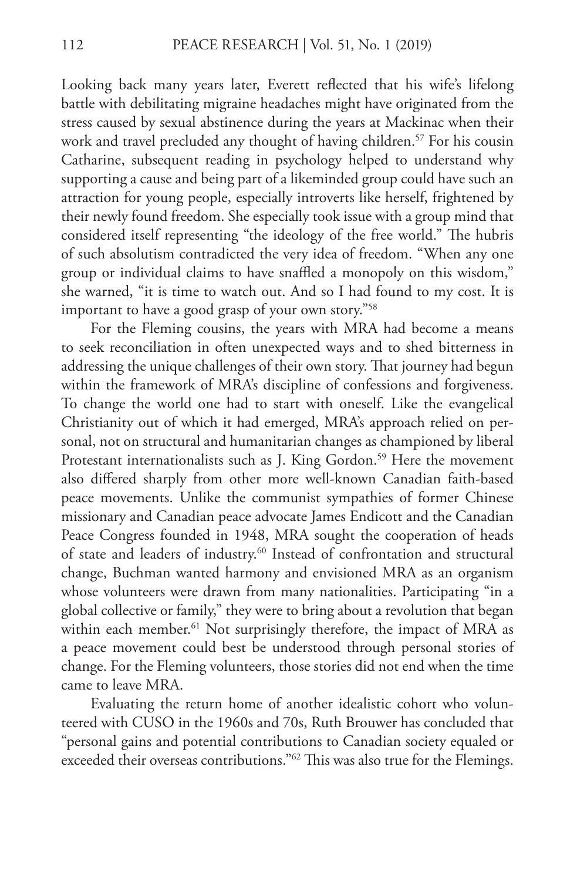Looking back many years later, Everett reflected that his wife's lifelong battle with debilitating migraine headaches might have originated from the stress caused by sexual abstinence during the years at Mackinac when their work and travel precluded any thought of having children.[57] For his cousin Catharine, subsequent reading in psychology helped to understand why supporting a cause and being part of a likeminded group could have such an attraction for young people, especially introverts like herself, frightened by their newly found freedom. She especially took issue with a group mind that considered itself representing "the ideology of the free world." The hubris of such absolutism contradicted the very idea of freedom. "When any one group or individual claims to have snaffled a monopoly on this wisdom," she warned, "it is time to watch out. And so I had found to my cost. It is important to have a good grasp of your own story."[58]

For the Fleming cousins, the years with MRA had become a means to seek reconciliation in often unexpected ways and to shed bitterness in addressing the unique challenges of their own story. That journey had begun within the framework of MRA's discipline of confessions and forgiveness. To change the world one had to start with oneself. Like the evangelical Christianity out of which it had emerged, MRA's approach relied on personal, not on structural and humanitarian changes as championed by liberal Protestant internationalists such as J. King Gordon.[59] Here the movement also differed sharply from other more well-known Canadian faith-based peace movements. Unlike the communist sympathies of former Chinese missionary and Canadian peace advocate James Endicott and the Canadian Peace Congress founded in 1948, MRA sought the cooperation of heads of state and leaders of industry.[60] Instead of confrontation and structural change, Buchman wanted harmony and envisioned MRA as an organism whose volunteers were drawn from many nationalities. Participating "in a global collective or family," they were to bring about a revolution that began within each member.[61] Not surprisingly therefore, the impact of MRA as a peace movement could best be understood through personal stories of change. For the Fleming volunteers, those stories did not end when the time came to leave MRA.

Evaluating the return home of another idealistic cohort who volunteered with CUSO in the 1960s and 70s, Ruth Brouwer has concluded that "personal gains and potential contributions to Canadian society equaled or exceeded their overseas contributions."[62] This was also true for the Flemings.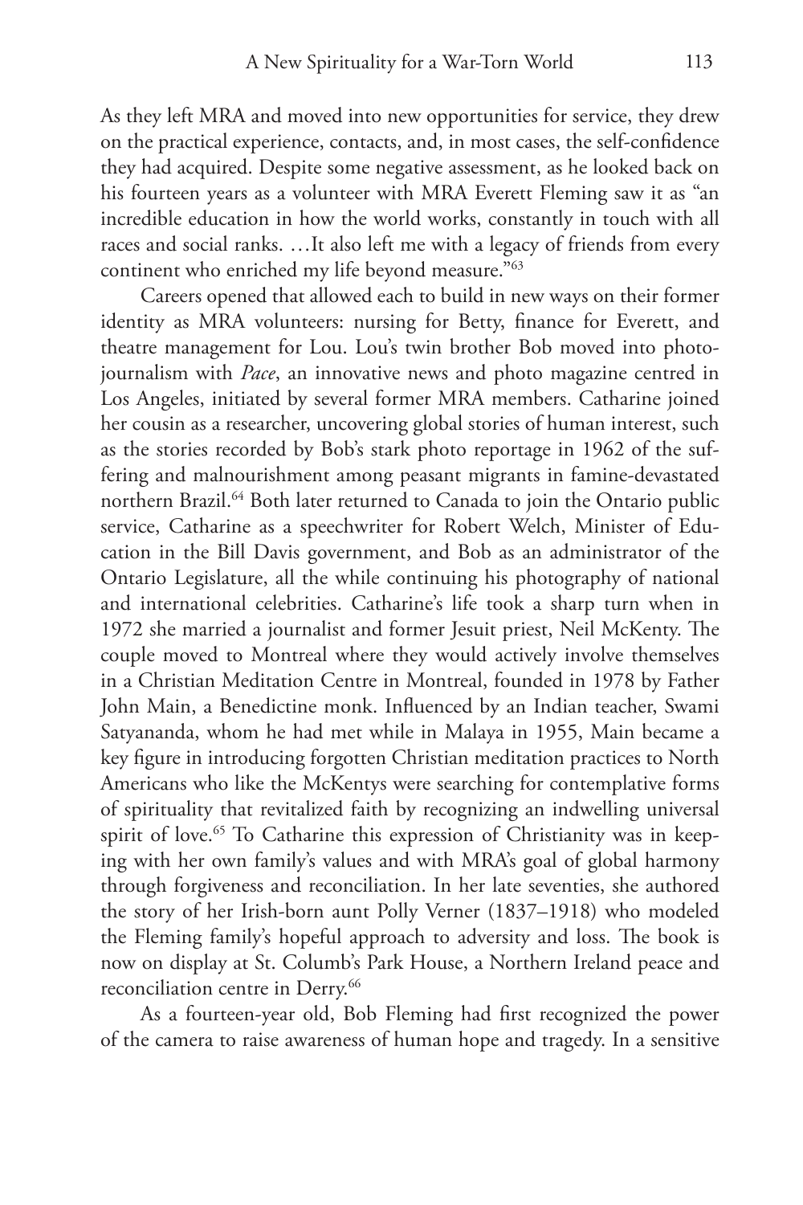As they left MRA and moved into new opportunities for service, they drew on the practical experience, contacts, and, in most cases, the self-confidence they had acquired. Despite some negative assessment, as he looked back on his fourteen years as a volunteer with MRA Everett Fleming saw it as "an incredible education in how the world works, constantly in touch with all races and social ranks. …It also left me with a legacy of friends from every continent who enriched my life beyond measure."[63]

Careers opened that allowed each to build in new ways on their former identity as MRA volunteers: nursing for Betty, finance for Everett, and theatre management for Lou. Lou's twin brother Bob moved into photo-journalism with *Pace*, an innovative news and photo magazine centred in Los Angeles, initiated by several former MRA members. Catharine joined her cousin as a researcher, uncovering global stories of human interest, such as the stories recorded by Bob's stark photo reportage in 1962 of the suffering and malnourishment among peasant migrants in famine-devastated northern Brazil.[64] Both later returned to Canada to join the Ontario public service, Catharine as a speechwriter for Robert Welch, Minister of Education in the Bill Davis government, and Bob as an administrator of the Ontario Legislature, all the while continuing his photography of national and international celebrities. Catharine's life took a sharp turn when in 1972 she married a journalist and former Jesuit priest, Neil McKenty. The couple moved to Montreal where they would actively involve themselves in a Christian Meditation Centre in Montreal, founded in 1978 by Father John Main, a Benedictine monk. Influenced by an Indian teacher, Swami Satyananda, whom he had met while in Malaya in 1955, Main became a key figure in introducing forgotten Christian meditation practices to North Americans who like the McKentys were searching for contemplative forms of spirituality that revitalized faith by recognizing an indwelling universal spirit of love.[65] To Catharine this expression of Christianity was in keeping with her own family's values and with MRA's goal of global harmony through forgiveness and reconciliation. In her late seventies, she authored the story of her Irish-born aunt Polly Verner (1837–1918) who modeled the Fleming family's hopeful approach to adversity and loss. The book is now on display at St. Columb's Park House, a Northern Ireland peace and reconciliation centre in Derry.[66]

As a fourteen-year old, Bob Fleming had first recognized the power of the camera to raise awareness of human hope and tragedy. In a sensitive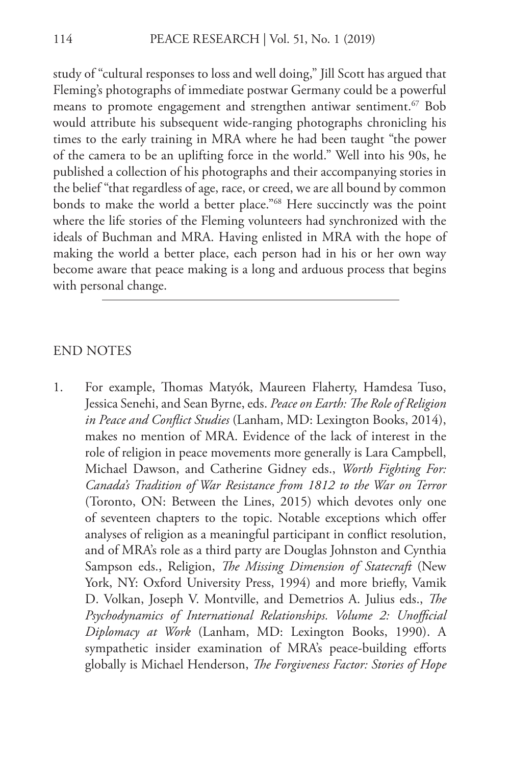study of "cultural responses to loss and well doing," Jill Scott has argued that Fleming's photographs of immediate postwar Germany could be a powerful means to promote engagement and strengthen antiwar sentiment.[67] Bob would attribute his subsequent wide-ranging photographs chronicling his times to the early training in MRA where he had been taught "the power of the camera to be an uplifting force in the world." Well into his 90s, he published a collection of his photographs and their accompanying stories in the belief "that regardless of age, race, or creed, we are all bound by common bonds to make the world a better place."[68] Here succinctly was the point where the life stories of the Fleming volunteers had synchronized with the ideals of Buchman and MRA. Having enlisted in MRA with the hope of making the world a better place, each person had in his or her own way become aware that peace making is a long and arduous process that begins with personal change.

---

## END NOTES

1. For example, Thomas Matyók, Maureen Flaherty, Hamdesa Tuso, Jessica Senehi, and Sean Byrne, eds. *Peace on Earth: The Role of Religion in Peace and Conflict Studies* (Lanham, MD: Lexington Books, 2014), makes no mention of MRA. Evidence of the lack of interest in the role of religion in peace movements more generally is Lara Campbell, Michael Dawson, and Catherine Gidney eds., *Worth Fighting For: Canada's Tradition of War Resistance from 1812 to the War on Terror* (Toronto, ON: Between the Lines, 2015) which devotes only one of seventeen chapters to the topic. Notable exceptions which offer analyses of religion as a meaningful participant in conflict resolution, and of MRA's role as a third party are Douglas Johnston and Cynthia Sampson eds., Religion, *The Missing Dimension of Statecraft* (New York, NY: Oxford University Press, 1994) and more briefly, Vamik D. Volkan, Joseph V. Montville, and Demetrios A. Julius eds., *The Psychodynamics of International Relationships. Volume 2: Unofficial Diplomacy at Work* (Lanham, MD: Lexington Books, 1990). A sympathetic insider examination of MRA's peace-building efforts globally is Michael Henderson, *The Forgiveness Factor: Stories of Hope*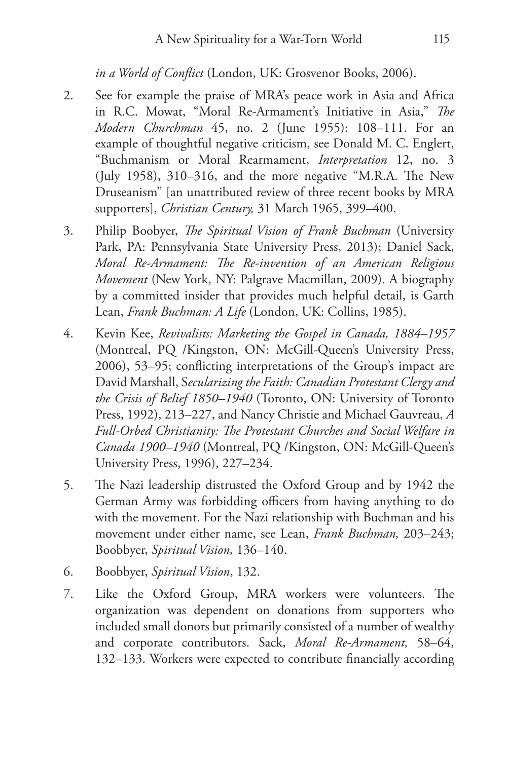*in a World of Conflict* (London, UK: Grosvenor Books, 2006).

2. See for example the praise of MRA's peace work in Asia and Africa in R.C. Mowat, "Moral Re-Armament's Initiative in Asia," *The Modern Churchman* 45, no. 2 (June 1955): 108–111. For an example of thoughtful negative criticism, see Donald M. C. Englert, "Buchmanism or Moral Rearmament, *Interpretation* 12, no. 3 (July 1958), 310–316, and the more negative "M.R.A. The New Druseanism" [an unattributed review of three recent books by MRA supporters], *Christian Century,* 31 March 1965, 399–400.

3. Philip Boobyer, *The Spiritual Vision of Frank Buchman* (University Park, PA: Pennsylvania State University Press, 2013); Daniel Sack, *Moral Re-Armament: The Re-invention of an American Religious Movement* (New York, NY: Palgrave Macmillan, 2009). A biography by a committed insider that provides much helpful detail, is Garth Lean, *Frank Buchman: A Life* (London, UK: Collins, 1985).

4. Kevin Kee, *Revivalists: Marketing the Gospel in Canada, 1884–1957* (Montreal, PQ /Kingston, ON: McGill-Queen's University Press, 2006), 53–95; conflicting interpretations of the Group's impact are David Marshall, S*ecularizing the Faith: Canadian Protestant Clergy and the Crisis of Belief 1850–1940* (Toronto, ON: University of Toronto Press, 1992), 213–227, and Nancy Christie and Michael Gauvreau, *A Full-Orbed Christianity: The Protestant Churches and Social Welfare in Canada 1900–1940* (Montreal, PQ /Kingston, ON: McGill-Queen's University Press, 1996), 227–234.

5. The Nazi leadership distrusted the Oxford Group and by 1942 the German Army was forbidding officers from having anything to do with the movement. For the Nazi relationship with Buchman and his movement under either name, see Lean, *Frank Buchman,* 203–243; Boobbyer, *Spiritual Vision,* 136–140.

6. Boobbyer, *Spiritual Vision*, 132.

7. Like the Oxford Group, MRA workers were volunteers. The organization was dependent on donations from supporters who included small donors but primarily consisted of a number of wealthy and corporate contributors. Sack, *Moral Re-Armament,* 58–64, 132–133. Workers were expected to contribute financially according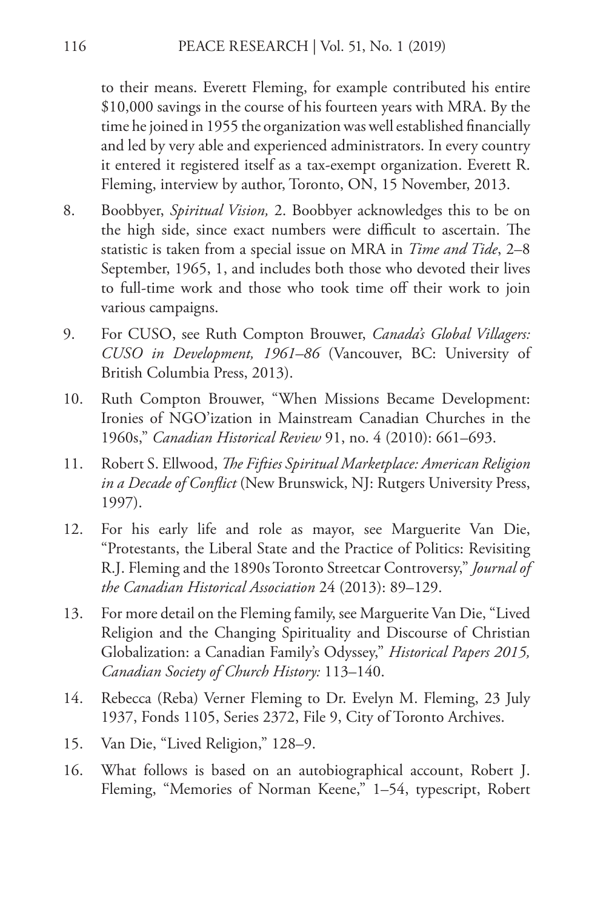to their means. Everett Fleming, for example contributed his entire $10,000 savings in the course of his fourteen years with MRA. By the time he joined in 1955 the organization was well established financially and led by very able and experienced administrators. In every country it entered it registered itself as a tax-exempt organization. Everett R. Fleming, interview by author, Toronto, ON, 15 November, 2013.

8. Boobbyer, *Spiritual Vision,* 2. Boobbyer acknowledges this to be on the high side, since exact numbers were difficult to ascertain. The statistic is taken from a special issue on MRA in *Time and Tide*, 2–8 September, 1965, 1, and includes both those who devoted their lives to full-time work and those who took time off their work to join various campaigns.

9. For CUSO, see Ruth Compton Brouwer, *Canada's Global Villagers: CUSO in Development, 1961–86* (Vancouver, BC: University of British Columbia Press, 2013).

10. Ruth Compton Brouwer, "When Missions Became Development: Ironies of NGO'ization in Mainstream Canadian Churches in the 1960s," *Canadian Historical Review* 91, no. 4 (2010): 661–693.

11. Robert S. Ellwood, *The Fifties Spiritual Marketplace: American Religion in a Decade of Conflict* (New Brunswick, NJ: Rutgers University Press, 1997).

12. For his early life and role as mayor, see Marguerite Van Die, "Protestants, the Liberal State and the Practice of Politics: Revisiting R.J. Fleming and the 1890s Toronto Streetcar Controversy," *Journal of the Canadian Historical Association* 24 (2013): 89–129.

13. For more detail on the Fleming family, see Marguerite Van Die, "Lived Religion and the Changing Spirituality and Discourse of Christian Globalization: a Canadian Family's Odyssey," *Historical Papers 2015, Canadian Society of Church History:* 113–140.

14. Rebecca (Reba) Verner Fleming to Dr. Evelyn M. Fleming, 23 July 1937, Fonds 1105, Series 2372, File 9, City of Toronto Archives.

15. Van Die, "Lived Religion," 128–9.

16. What follows is based on an autobiographical account, Robert J. Fleming, "Memories of Norman Keene," 1–54, typescript, Robert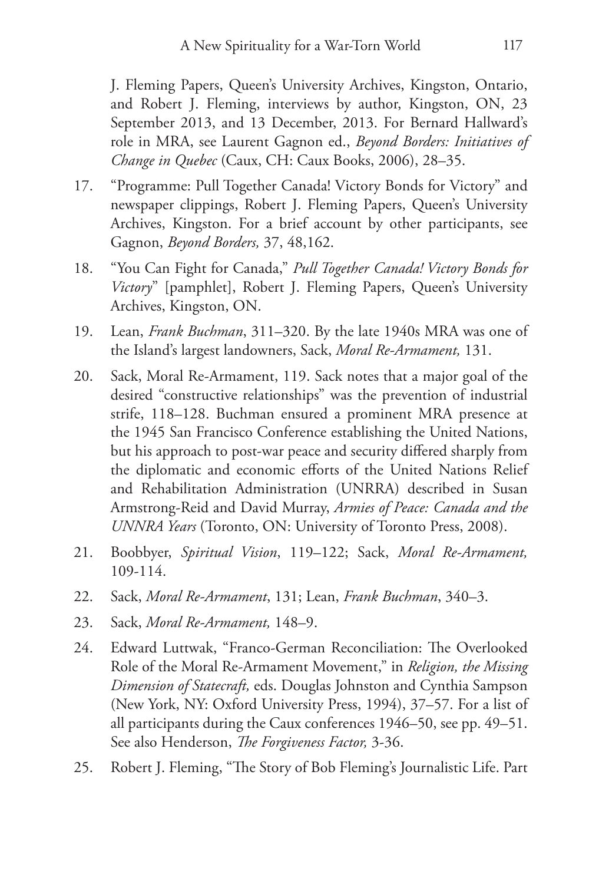J. Fleming Papers, Queen's University Archives, Kingston, Ontario, and Robert J. Fleming, interviews by author, Kingston, ON, 23 September 2013, and 13 December, 2013. For Bernard Hallward's role in MRA, see Laurent Gagnon ed., *Beyond Borders: Initiatives of Change in Quebec* (Caux, CH: Caux Books, 2006), 28–35.

17. "Programme: Pull Together Canada! Victory Bonds for Victory" and newspaper clippings, Robert J. Fleming Papers, Queen's University Archives, Kingston. For a brief account by other participants, see Gagnon, *Beyond Borders,* 37, 48,162.

18. "You Can Fight for Canada," *Pull Together Canada! Victory Bonds for Victory*" [pamphlet], Robert J. Fleming Papers, Queen's University Archives, Kingston, ON.

19. Lean, *Frank Buchman*, 311–320. By the late 1940s MRA was one of the Island's largest landowners, Sack, *Moral Re-Armament,* 131.

20. Sack, Moral Re-Armament, 119. Sack notes that a major goal of the desired "constructive relationships" was the prevention of industrial strife, 118–128. Buchman ensured a prominent MRA presence at the 1945 San Francisco Conference establishing the United Nations, but his approach to post-war peace and security differed sharply from the diplomatic and economic efforts of the United Nations Relief and Rehabilitation Administration (UNRRA) described in Susan Armstrong-Reid and David Murray, *Armies of Peace: Canada and the UNNRA Years* (Toronto, ON: University of Toronto Press, 2008).

21. Boobbyer, *Spiritual Vision*, 119–122; Sack, *Moral Re-Armament,* 109-114.

22. Sack, *Moral Re-Armament*, 131; Lean, *Frank Buchman*, 340–3.

23. Sack, *Moral Re-Armament,* 148–9.

24. Edward Luttwak, "Franco-German Reconciliation: The Overlooked Role of the Moral Re-Armament Movement," in *Religion, the Missing Dimension of Statecraft,* eds. Douglas Johnston and Cynthia Sampson (New York, NY: Oxford University Press, 1994), 37–57. For a list of all participants during the Caux conferences 1946–50, see pp. 49–51. See also Henderson, *The Forgiveness Factor,* 3-36.

25. Robert J. Fleming, "The Story of Bob Fleming's Journalistic Life. Part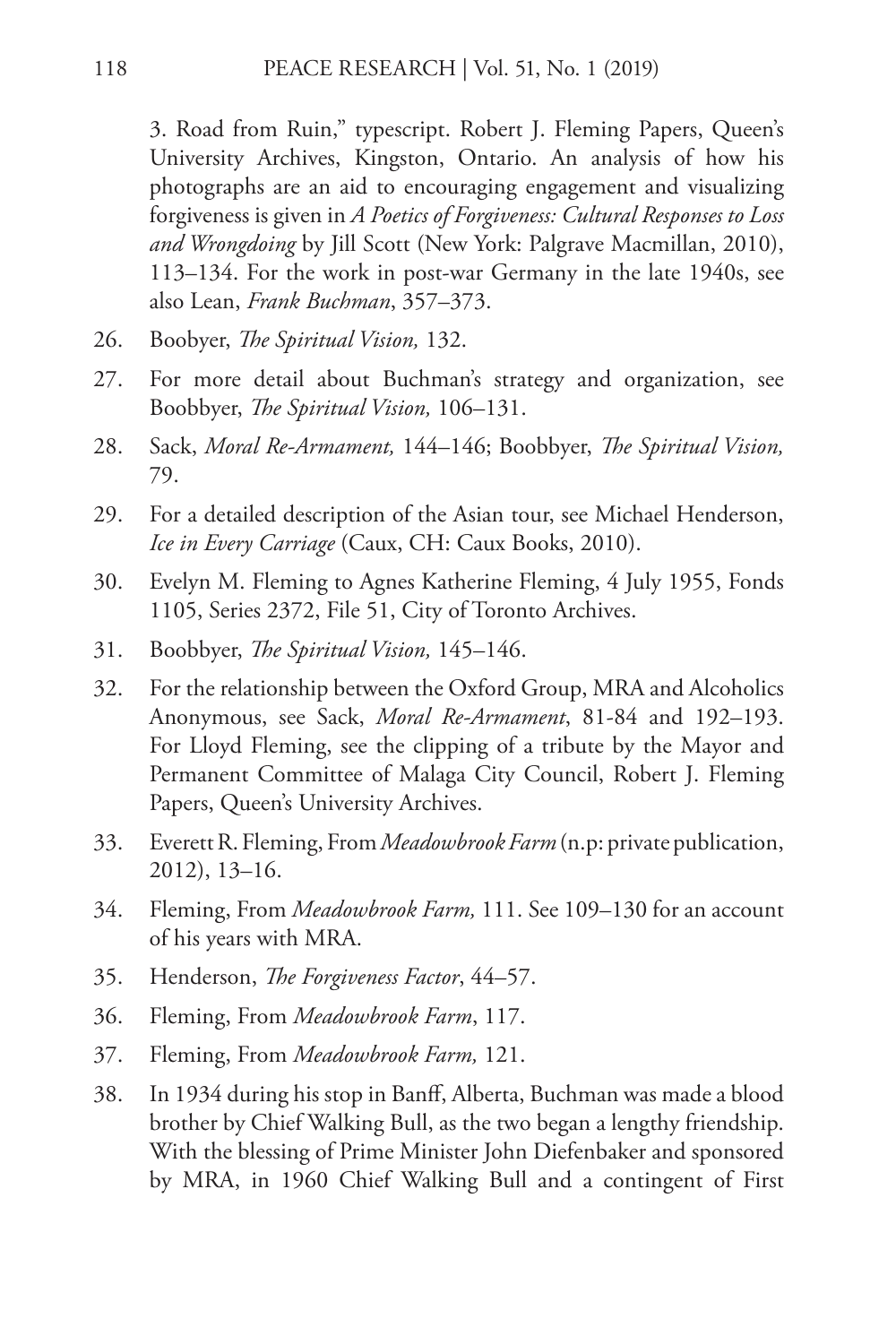3. Road from Ruin," typescript. Robert J. Fleming Papers, Queen's University Archives, Kingston, Ontario. An analysis of how his photographs are an aid to encouraging engagement and visualizing forgiveness is given in *A Poetics of Forgiveness: Cultural Responses to Loss and Wrongdoing* by Jill Scott (New York: Palgrave Macmillan, 2010), 113–134. For the work in post-war Germany in the late 1940s, see also Lean, *Frank Buchman*, 357–373.

26. Boobyer, *The Spiritual Vision,* 132.
27. For more detail about Buchman's strategy and organization, see Boobbyer, *The Spiritual Vision,* 106–131.
28. Sack, *Moral Re-Armament,* 144–146; Boobbyer, *The Spiritual Vision,* 79.
29. For a detailed description of the Asian tour, see Michael Henderson, *Ice in Every Carriage* (Caux, CH: Caux Books, 2010).
30. Evelyn M. Fleming to Agnes Katherine Fleming, 4 July 1955, Fonds 1105, Series 2372, File 51, City of Toronto Archives.
31. Boobbyer, *The Spiritual Vision,* 145–146.
32. For the relationship between the Oxford Group, MRA and Alcoholics Anonymous, see Sack, *Moral Re-Armament*, 81-84 and 192–193. For Lloyd Fleming, see the clipping of a tribute by the Mayor and Permanent Committee of Malaga City Council, Robert J. Fleming Papers, Queen's University Archives.
33. Everett R. Fleming, From *Meadowbrook Farm* (n.p: private publication, 2012), 13–16.
34. Fleming, From *Meadowbrook Farm,* 111. See 109–130 for an account of his years with MRA.
35. Henderson, *The Forgiveness Factor*, 44–57.
36. Fleming, From *Meadowbrook Farm*, 117.
37. Fleming, From *Meadowbrook Farm,* 121.
38. In 1934 during his stop in Banff, Alberta, Buchman was made a blood brother by Chief Walking Bull, as the two began a lengthy friendship. With the blessing of Prime Minister John Diefenbaker and sponsored by MRA, in 1960 Chief Walking Bull and a contingent of First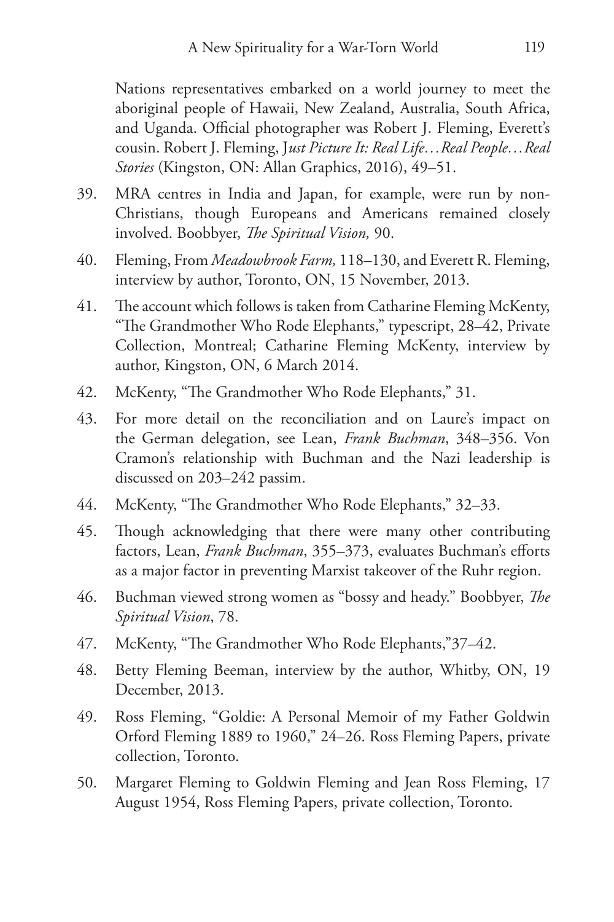Nations representatives embarked on a world journey to meet the aboriginal people of Hawaii, New Zealand, Australia, South Africa, and Uganda. Official photographer was Robert J. Fleming, Everett's cousin. Robert J. Fleming, J*ust Picture It: Real Life…Real People…Real Stories* (Kingston, ON: Allan Graphics, 2016), 49–51.

39. MRA centres in India and Japan, for example, were run by non-Christians, though Europeans and Americans remained closely involved. Boobbyer, *The Spiritual Vision,* 90.
40. Fleming, From *Meadowbrook Farm,* 118–130, and Everett R. Fleming, interview by author, Toronto, ON, 15 November, 2013.
41. The account which follows is taken from Catharine Fleming McKenty, "The Grandmother Who Rode Elephants," typescript, 28–42, Private Collection, Montreal; Catharine Fleming McKenty, interview by author, Kingston, ON, 6 March 2014.
42. McKenty, "The Grandmother Who Rode Elephants," 31.
43. For more detail on the reconciliation and on Laure's impact on the German delegation, see Lean, *Frank Buchman*, 348–356. Von Cramon's relationship with Buchman and the Nazi leadership is discussed on 203–242 passim.
44. McKenty, "The Grandmother Who Rode Elephants," 32–33.
45. Though acknowledging that there were many other contributing factors, Lean, *Frank Buchman*, 355–373, evaluates Buchman's efforts as a major factor in preventing Marxist takeover of the Ruhr region.
46. Buchman viewed strong women as "bossy and heady." Boobbyer, *The Spiritual Vision*, 78.
47. McKenty, "The Grandmother Who Rode Elephants,"37–42.
48. Betty Fleming Beeman, interview by the author, Whitby, ON, 19 December, 2013.
49. Ross Fleming, "Goldie: A Personal Memoir of my Father Goldwin Orford Fleming 1889 to 1960," 24–26. Ross Fleming Papers, private collection, Toronto.
50. Margaret Fleming to Goldwin Fleming and Jean Ross Fleming, 17 August 1954, Ross Fleming Papers, private collection, Toronto.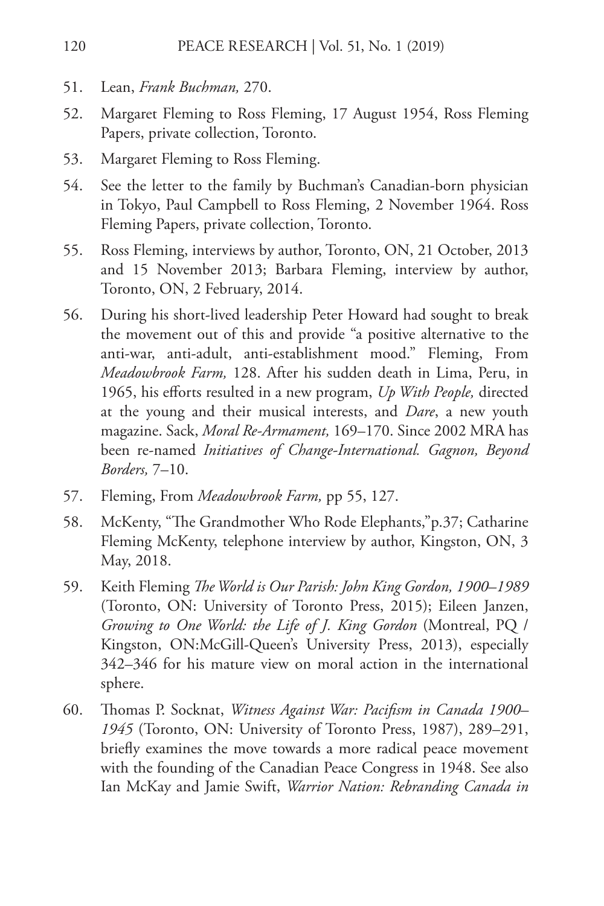51. Lean, *Frank Buchman,* 270.

52. Margaret Fleming to Ross Fleming, 17 August 1954, Ross Fleming Papers, private collection, Toronto.

53. Margaret Fleming to Ross Fleming.

54. See the letter to the family by Buchman's Canadian-born physician in Tokyo, Paul Campbell to Ross Fleming, 2 November 1964. Ross Fleming Papers, private collection, Toronto.

55. Ross Fleming, interviews by author, Toronto, ON, 21 October, 2013 and 15 November 2013; Barbara Fleming, interview by author, Toronto, ON, 2 February, 2014.

56. During his short-lived leadership Peter Howard had sought to break the movement out of this and provide "a positive alternative to the anti-war, anti-adult, anti-establishment mood." Fleming, From *Meadowbrook Farm,* 128. After his sudden death in Lima, Peru, in 1965, his efforts resulted in a new program, *Up With People,* directed at the young and their musical interests, and *Dare*, a new youth magazine. Sack, *Moral Re-Armament,* 169–170. Since 2002 MRA has been re-named *Initiatives of Change-International. Gagnon, Beyond Borders,* 7–10.

57. Fleming, From *Meadowbrook Farm,* pp 55, 127.

58. McKenty, "The Grandmother Who Rode Elephants,"p.37; Catharine Fleming McKenty, telephone interview by author, Kingston, ON, 3 May, 2018.

59. Keith Fleming *The World is Our Parish: John King Gordon, 1900–1989* (Toronto, ON: University of Toronto Press, 2015); Eileen Janzen, *Growing to One World: the Life of J. King Gordon* (Montreal, PQ / Kingston, ON:McGill-Queen's University Press, 2013), especially 342–346 for his mature view on moral action in the international sphere.

60. Thomas P. Socknat, *Witness Against War: Pacifism in Canada 1900–1945* (Toronto, ON: University of Toronto Press, 1987), 289–291, briefly examines the move towards a more radical peace movement with the founding of the Canadian Peace Congress in 1948. See also Ian McKay and Jamie Swift, *Warrior Nation: Rebranding Canada in*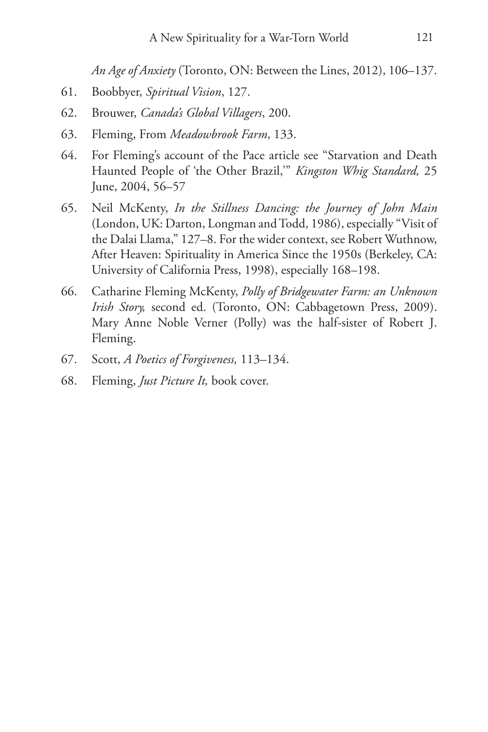*An Age of Anxiety* (Toronto, ON: Between the Lines, 2012), 106–137.

61. Boobbyer, *Spiritual Vision*, 127.
62. Brouwer, *Canada's Global Villagers*, 200.
63. Fleming, From *Meadowbrook Farm*, 133.
64. For Fleming's account of the Pace article see "Starvation and Death Haunted People of 'the Other Brazil,'" *Kingston Whig Standard,* 25 June, 2004, 56–57
65. Neil McKenty, *In the Stillness Dancing: the Journey of John Main* (London, UK: Darton, Longman and Todd, 1986), especially "Visit of the Dalai Llama," 127–8. For the wider context, see Robert Wuthnow, After Heaven: Spirituality in America Since the 1950s (Berkeley, CA: University of California Press, 1998), especially 168–198.
66. Catharine Fleming McKenty, *Polly of Bridgewater Farm: an Unknown Irish Story,* second ed. (Toronto, ON: Cabbagetown Press, 2009). Mary Anne Noble Verner (Polly) was the half-sister of Robert J. Fleming.
67. Scott, *A Poetics of Forgiveness,* 113–134.
68. Fleming, *Just Picture It,* book cover.